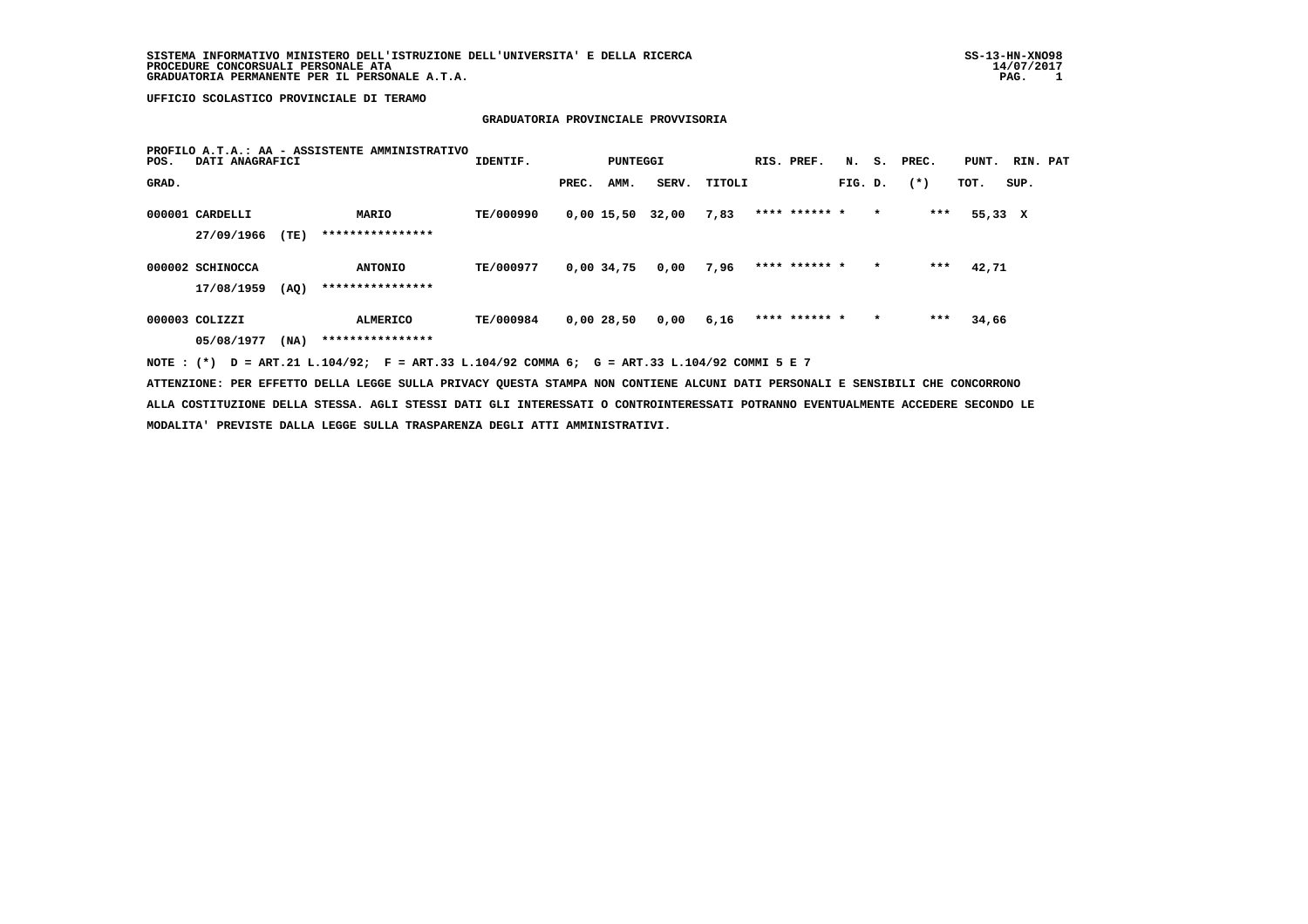SISTEMA INFORMATIVO MINISTERO DELL'ISTRUZIONE DELL'UNIVERSITA' E DELLA RICERCA
PROCEDURE CONCORSUALI PERSONALE ATA
GRADUATORIA PERMANENTE PER IL PERSONALE A.T.A.

UFFICIO SCOLASTICO PROVINCIALE DI TERAMO

## GRADUATORIA PROVINCIALE PROVVISORIA

PROFILO A.T.A.: AA - ASSISTENTE AMMINISTRATIVO

| POS. GRAD. | DATI ANAGRAFICI | | IDENTIF. | PUNTEGGI PREC. | AMM. | SERV. | TITOLI | RIS. | PREF. | N. FIG. | S. D. | PREC. (*) | PUNT. TOT. | RIN. SUP. | PAT |
|---|---|---|---|---|---|---|---|---|---|---|---|---|---|---|---|
| 000001 | CARDELLI 27/09/1966 (TE) | MARIO **************** | TE/000990 | 0,00 | 15,50 | 32,00 | 7,83 | **** | ****** | * | * | *** | 55,33 | X | |
| 000002 | SCHINOCCA 17/08/1959 (AQ) | ANTONIO **************** | TE/000977 | 0,00 | 34,75 | 0,00 | 7,96 | **** | ****** | * | * | *** | 42,71 | | |
| 000003 | COLIZZI 05/08/1977 (NA) | ALMERICO **************** | TE/000984 | 0,00 | 28,50 | 0,00 | 6,16 | **** | ****** | * | * | *** | 34,66 | | |

NOTE : (*) D = ART.21 L.104/92; F = ART.33 L.104/92 COMMA 6; G = ART.33 L.104/92 COMMI 5 E 7

ATTENZIONE: PER EFFETTO DELLA LEGGE SULLA PRIVACY QUESTA STAMPA NON CONTIENE ALCUNI DATI PERSONALI E SENSIBILI CHE CONCORRONO ALLA COSTITUZIONE DELLA STESSA. AGLI STESSI DATI GLI INTERESSATI O CONTROINTERESSATI POTRANNO EVENTUALMENTE ACCEDERE SECONDO LE MODALITA' PREVISTE DALLA LEGGE SULLA TRASPARENZA DEGLI ATTI AMMINISTRATIVI.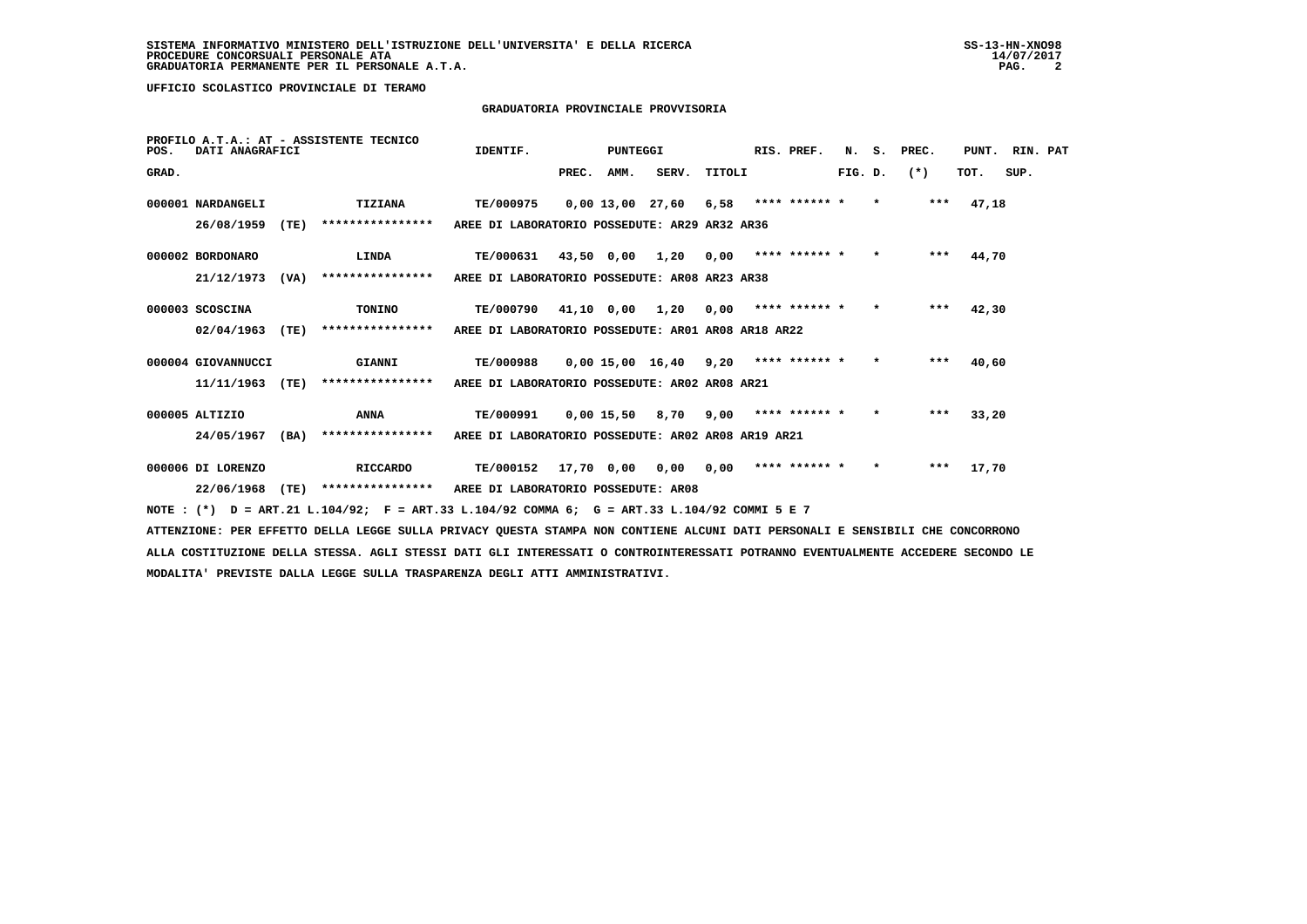SISTEMA INFORMATIVO MINISTERO DELL'ISTRUZIONE DELL'UNIVERSITA' E DELLA RICERCA
PROCEDURE CONCORSUALI PERSONALE ATA
GRADUATORIA PERMANENTE PER IL PERSONALE A.T.A.

UFFICIO SCOLASTICO PROVINCIALE DI TERAMO

## GRADUATORIA PROVINCIALE PROVVISORIA

PROFILO A.T.A.: AT - ASSISTENTE TECNICO

| POS. GRAD. | DATI ANAGRAFICI | | IDENTIF. | PUNTEGGI PREC. | AMM. | SERV. | TITOLI | RIS. PREF. | N. FIG. | S. D. | PREC. (*) | PUNT. TOT. | RIN. SUP. | PAT |
|---|---|---|---|---|---|---|---|---|---|---|---|---|---|---|
| 000001 | NARDANGELI | TIZIANA | TE/000975 | 0,00 | 13,00 | 27,60 | 6,58 | **** ****** * | | * | *** | 47,18 | | |
| | 26/08/1959 (TE) | **************** | AREE DI LABORATORIO POSSEDUTE: AR29 AR32 AR36 | | | | | | | | | | | |
| 000002 | BORDONARO | LINDA | TE/000631 | 43,50 | 0,00 | 1,20 | 0,00 | **** ****** * | | * | *** | 44,70 | | |
| | 21/12/1973 (VA) | **************** | AREE DI LABORATORIO POSSEDUTE: AR08 AR23 AR38 | | | | | | | | | | | |
| 000003 | SCOSCINA | TONINO | TE/000790 | 41,10 | 0,00 | 1,20 | 0,00 | **** ****** * | | * | *** | 42,30 | | |
| | 02/04/1963 (TE) | **************** | AREE DI LABORATORIO POSSEDUTE: AR01 AR08 AR18 AR22 | | | | | | | | | | | |
| 000004 | GIOVANNUCCI | GIANNI | TE/000988 | 0,00 | 15,00 | 16,40 | 9,20 | **** ****** * | | * | *** | 40,60 | | |
| | 11/11/1963 (TE) | **************** | AREE DI LABORATORIO POSSEDUTE: AR02 AR08 AR21 | | | | | | | | | | | |
| 000005 | ALTIZIO | ANNA | TE/000991 | 0,00 | 15,50 | 8,70 | 9,00 | **** ****** * | | * | *** | 33,20 | | |
| | 24/05/1967 (BA) | **************** | AREE DI LABORATORIO POSSEDUTE: AR02 AR08 AR19 AR21 | | | | | | | | | | | |
| 000006 | DI LORENZO | RICCARDO | TE/000152 | 17,70 | 0,00 | 0,00 | 0,00 | **** ****** * | | * | *** | 17,70 | | |
| | 22/06/1968 (TE) | **************** | AREE DI LABORATORIO POSSEDUTE: AR08 | | | | | | | | | | | |

NOTE : (*) D = ART.21 L.104/92; F = ART.33 L.104/92 COMMA 6; G = ART.33 L.104/92 COMMI 5 E 7

ATTENZIONE: PER EFFETTO DELLA LEGGE SULLA PRIVACY QUESTA STAMPA NON CONTIENE ALCUNI DATI PERSONALI E SENSIBILI CHE CONCORRONO ALLA COSTITUZIONE DELLA STESSA. AGLI STESSI DATI GLI INTERESSATI O CONTROINTERESSATI POTRANNO EVENTUALMENTE ACCEDERE SECONDO LE MODALITA' PREVISTE DALLA LEGGE SULLA TRASPARENZA DEGLI ATTI AMMINISTRATIVI.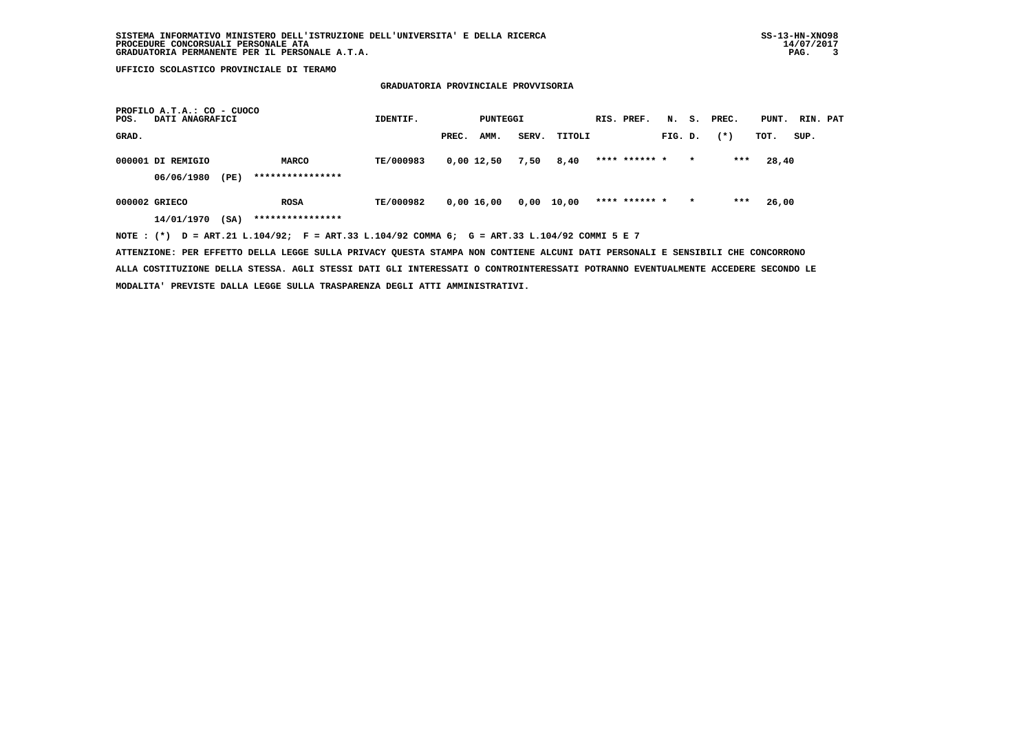**UFFICIO SCOLASTICO PROVINCIALE DI TERAMO**

## GRADUATORIA PROVINCIALE PROVVISORIA

PROFILO A.T.A.: CO - CUOCO

| POS. GRAD. | DATI ANAGRAFICI | | IDENTIF. | PUNTEGGI PREC. | AMM. | SERV. | TITOLI | RIS. | PREF. | N. FIG. | S. D. | PREC. (*) | PUNT. TOT. | RIN. SUP. | PAT |
|---|---|---|---|---|---|---|---|---|---|---|---|---|---|---|---|
| 000001 | DI REMIGIO 06/06/1980 (PE) | MARCO **************** | TE/000983 | 0,00 | 12,50 | 7,50 | 8,40 | **** | ****** | * | * | *** | 28,40 | | |
| 000002 | GRIECO 14/01/1970 (SA) | ROSA **************** | TE/000982 | 0,00 | 16,00 | 0,00 | 10,00 | **** | ****** | * | * | *** | 26,00 | | |

NOTE : (*) D = ART.21 L.104/92; F = ART.33 L.104/92 COMMA 6; G = ART.33 L.104/92 COMMI 5 E 7

ATTENZIONE: PER EFFETTO DELLA LEGGE SULLA PRIVACY QUESTA STAMPA NON CONTIENE ALCUNI DATI PERSONALI E SENSIBILI CHE CONCORRONO ALLA COSTITUZIONE DELLA STESSA. AGLI STESSI DATI GLI INTERESSATI O CONTROINTERESSATI POTRANNO EVENTUALMENTE ACCEDERE SECONDO LE MODALITA' PREVISTE DALLA LEGGE SULLA TRASPARENZA DEGLI ATTI AMMINISTRATIVI.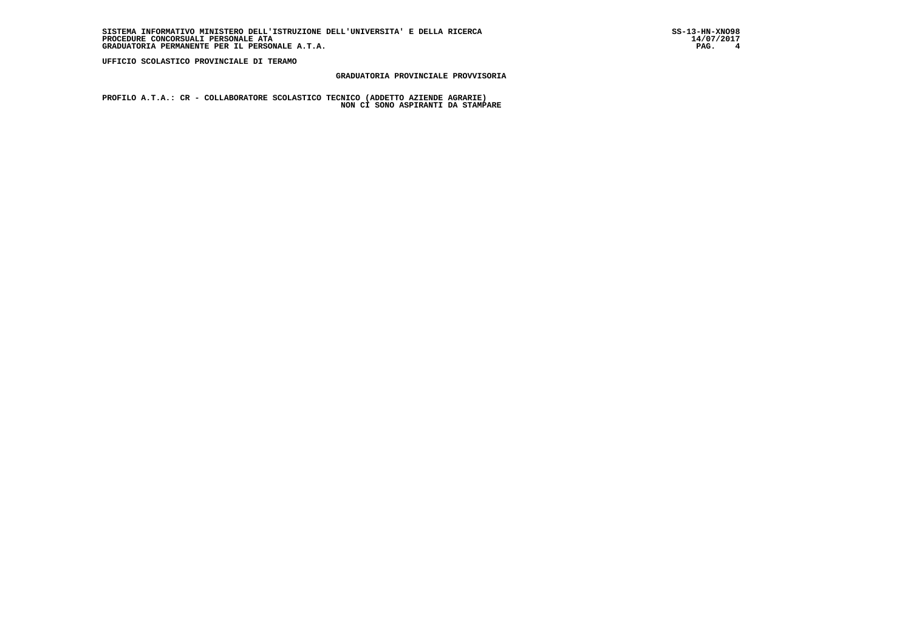UFFICIO SCOLASTICO PROVINCIALE DI TERAMO

## GRADUATORIA PROVINCIALE PROVVISORIA

**PROFILO A.T.A.: CR - COLLABORATORE SCOLASTICO TECNICO (ADDETTO AZIENDE AGRARIE)**

NON CI SONO ASPIRANTI DA STAMPARE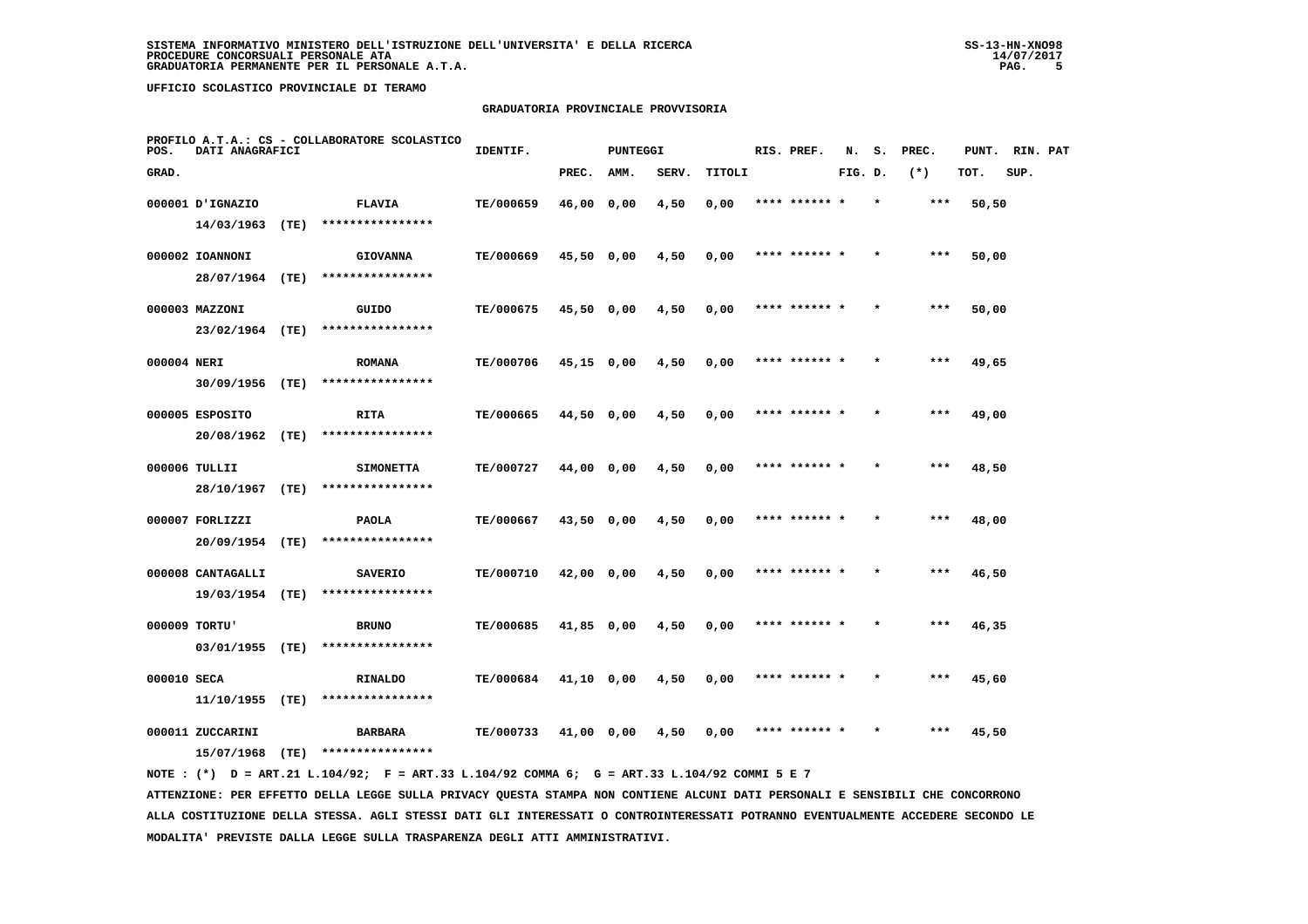SISTEMA INFORMATIVO MINISTERO DELL'ISTRUZIONE DELL'UNIVERSITA' E DELLA RICERCA
PROCEDURE CONCORSUALI PERSONALE ATA
GRADUATORIA PERMANENTE PER IL PERSONALE A.T.A.

UFFICIO SCOLASTICO PROVINCIALE DI TERAMO

GRADUATORIA PROVINCIALE PROVVISORIA

PROFILO A.T.A.: CS - COLLABORATORE SCOLASTICO

| POS. GRAD. | DATI ANAGRAFICI | | IDENTIF. | PUNTEGGI PREC. | AMM. | SERV. | TITOLI | RIS. PREF. | N. FIG. | S. D. | PREC. (*) | PUNT. TOT. | RIN. PAT SUP. |
|---|---|---|---|---|---|---|---|---|---|---|---|---|---|
| 000001 | D'IGNAZIO 14/03/1963 (TE) | FLAVIA **************** | TE/000659 | 46,00 | 0,00 | 4,50 | 0,00 | **** ****** * | | * | *** | 50,50 | |
| 000002 | IOANNONI 28/07/1964 (TE) | GIOVANNA **************** | TE/000669 | 45,50 | 0,00 | 4,50 | 0,00 | **** ****** * | | * | *** | 50,00 | |
| 000003 | MAZZONI 23/02/1964 (TE) | GUIDO **************** | TE/000675 | 45,50 | 0,00 | 4,50 | 0,00 | **** ****** * | | * | *** | 50,00 | |
| 000004 | NERI 30/09/1956 (TE) | ROMANA **************** | TE/000706 | 45,15 | 0,00 | 4,50 | 0,00 | **** ****** * | | * | *** | 49,65 | |
| 000005 | ESPOSITO 20/08/1962 (TE) | RITA **************** | TE/000665 | 44,50 | 0,00 | 4,50 | 0,00 | **** ****** * | | * | *** | 49,00 | |
| 000006 | TULLII 28/10/1967 (TE) | SIMONETTA **************** | TE/000727 | 44,00 | 0,00 | 4,50 | 0,00 | **** ****** * | | * | *** | 48,50 | |
| 000007 | FORLIZZI 20/09/1954 (TE) | PAOLA **************** | TE/000667 | 43,50 | 0,00 | 4,50 | 0,00 | **** ****** * | | * | *** | 48,00 | |
| 000008 | CANTAGALLI 19/03/1954 (TE) | SAVERIO **************** | TE/000710 | 42,00 | 0,00 | 4,50 | 0,00 | **** ****** * | | * | *** | 46,50 | |
| 000009 | TORTU' 03/01/1955 (TE) | BRUNO **************** | TE/000685 | 41,85 | 0,00 | 4,50 | 0,00 | **** ****** * | | * | *** | 46,35 | |
| 000010 | SECA 11/10/1955 (TE) | RINALDO **************** | TE/000684 | 41,10 | 0,00 | 4,50 | 0,00 | **** ****** * | | * | *** | 45,60 | |
| 000011 | ZUCCARINI 15/07/1968 (TE) | BARBARA **************** | TE/000733 | 41,00 | 0,00 | 4,50 | 0,00 | **** ****** * | | * | *** | 45,50 | |

NOTE : (*) D = ART.21 L.104/92; F = ART.33 L.104/92 COMMA 6; G = ART.33 L.104/92 COMMI 5 E 7

ATTENZIONE: PER EFFETTO DELLA LEGGE SULLA PRIVACY QUESTA STAMPA NON CONTIENE ALCUNI DATI PERSONALI E SENSIBILI CHE CONCORRONO ALLA COSTITUZIONE DELLA STESSA. AGLI STESSI DATI GLI INTERESSATI O CONTROINTERESSATI POTRANNO EVENTUALMENTE ACCEDERE SECONDO LE MODALITA' PREVISTE DALLA LEGGE SULLA TRASPARENZA DEGLI ATTI AMMINISTRATIVI.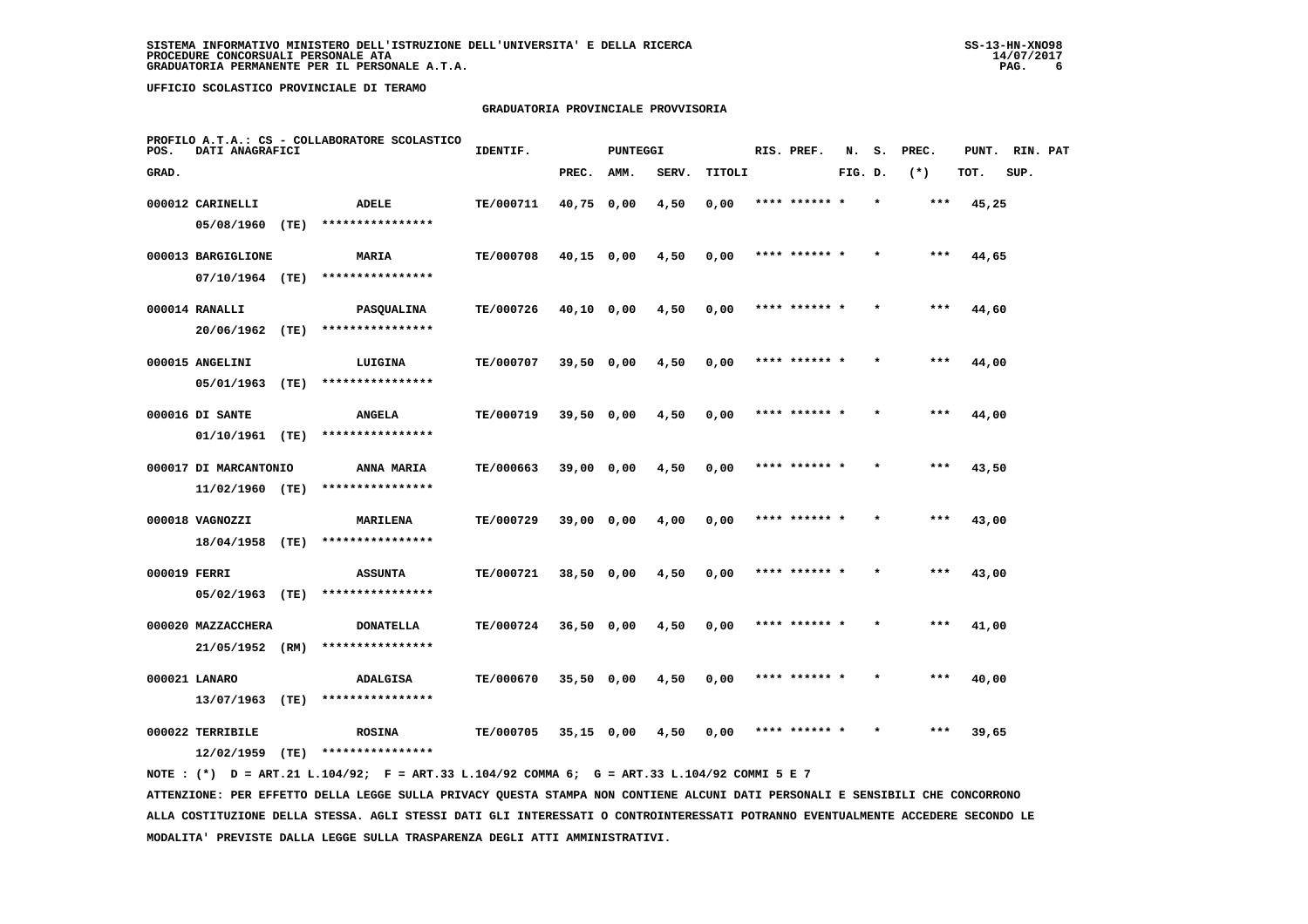SISTEMA INFORMATIVO MINISTERO DELL'ISTRUZIONE DELL'UNIVERSITA' E DELLA RICERCA
PROCEDURE CONCORSUALI PERSONALE ATA
GRADUATORIA PERMANENTE PER IL PERSONALE A.T.A.

UFFICIO SCOLASTICO PROVINCIALE DI TERAMO

GRADUATORIA PROVINCIALE PROVVISORIA

PROFILO A.T.A.: CS - COLLABORATORE SCOLASTICO

| POS. GRAD. | DATI ANAGRAFICI | | IDENTIF. | PUNTEGGI PREC. | AMM. | SERV. | TITOLI | RIS. PREF. | N. FIG. | S. D. | PREC. (*) | PUNT. TOT. | RIN. PAT SUP. |
|---|---|---|---|---|---|---|---|---|---|---|---|---|---|
| 000012 | CARINELLI 05/08/1960 (TE) | ADELE **************** | TE/000711 | 40,75 | 0,00 | 4,50 | 0,00 | **** ****** * | | * | *** | 45,25 | |
| 000013 | BARGIGLIONE 07/10/1964 (TE) | MARIA **************** | TE/000708 | 40,15 | 0,00 | 4,50 | 0,00 | **** ****** * | | * | *** | 44,65 | |
| 000014 | RANALLI 20/06/1962 (TE) | PASQUALINA **************** | TE/000726 | 40,10 | 0,00 | 4,50 | 0,00 | **** ****** * | | * | *** | 44,60 | |
| 000015 | ANGELINI 05/01/1963 (TE) | LUIGINA **************** | TE/000707 | 39,50 | 0,00 | 4,50 | 0,00 | **** ****** * | | * | *** | 44,00 | |
| 000016 | DI SANTE 01/10/1961 (TE) | ANGELA **************** | TE/000719 | 39,50 | 0,00 | 4,50 | 0,00 | **** ****** * | | * | *** | 44,00 | |
| 000017 | DI MARCANTONIO 11/02/1960 (TE) | ANNA MARIA **************** | TE/000663 | 39,00 | 0,00 | 4,50 | 0,00 | **** ****** * | | * | *** | 43,50 | |
| 000018 | VAGNOZZI 18/04/1958 (TE) | MARILENA **************** | TE/000729 | 39,00 | 0,00 | 4,00 | 0,00 | **** ****** * | | * | *** | 43,00 | |
| 000019 | FERRI 05/02/1963 (TE) | ASSUNTA **************** | TE/000721 | 38,50 | 0,00 | 4,50 | 0,00 | **** ****** * | | * | *** | 43,00 | |
| 000020 | MAZZACCHERA 21/05/1952 (RM) | DONATELLA **************** | TE/000724 | 36,50 | 0,00 | 4,50 | 0,00 | **** ****** * | | * | *** | 41,00 | |
| 000021 | LANARO 13/07/1963 (TE) | ADALGISA **************** | TE/000670 | 35,50 | 0,00 | 4,50 | 0,00 | **** ****** * | | * | *** | 40,00 | |
| 000022 | TERRIBILE 12/02/1959 (TE) | ROSINA **************** | TE/000705 | 35,15 | 0,00 | 4,50 | 0,00 | **** ****** * | | * | *** | 39,65 | |

NOTE : (*) D = ART.21 L.104/92; F = ART.33 L.104/92 COMMA 6; G = ART.33 L.104/92 COMMI 5 E 7

ATTENZIONE: PER EFFETTO DELLA LEGGE SULLA PRIVACY QUESTA STAMPA NON CONTIENE ALCUNI DATI PERSONALI E SENSIBILI CHE CONCORRONO ALLA COSTITUZIONE DELLA STESSA. AGLI STESSI DATI GLI INTERESSATI O CONTROINTERESSATI POTRANNO EVENTUALMENTE ACCEDERE SECONDO LE MODALITA' PREVISTE DALLA LEGGE SULLA TRASPARENZA DEGLI ATTI AMMINISTRATIVI.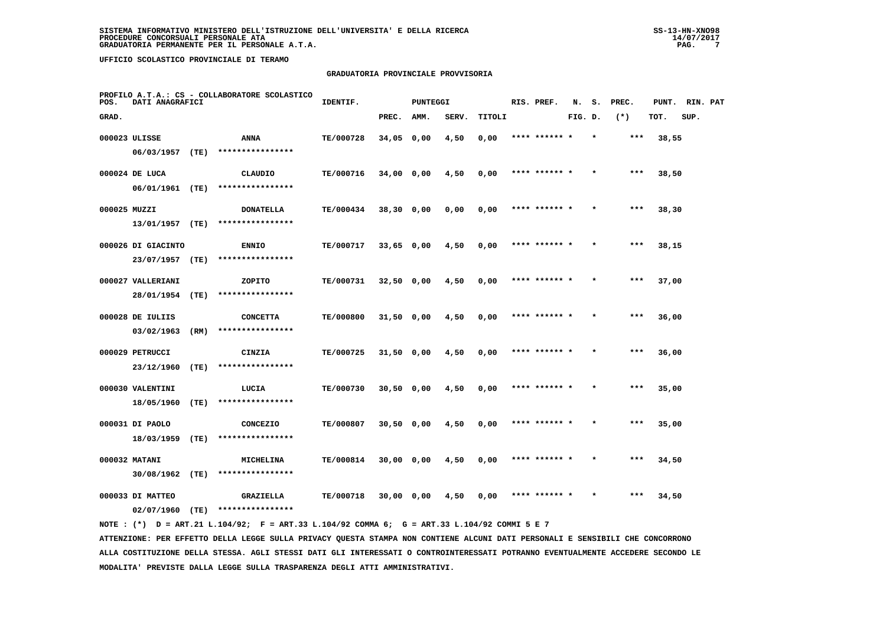SISTEMA INFORMATIVO MINISTERO DELL'ISTRUZIONE DELL'UNIVERSITA' E DELLA RICERCA
PROCEDURE CONCORSUALI PERSONALE ATA
GRADUATORIA PERMANENTE PER IL PERSONALE A.T.A.

UFFICIO SCOLASTICO PROVINCIALE DI TERAMO

## GRADUATORIA PROVINCIALE PROVVISORIA

PROFILO A.T.A.: CS - COLLABORATORE SCOLASTICO

| POS. GRAD. | DATI ANAGRAFICI | | IDENTIF. | PUNTEGGI PREC. | AMM. | SERV. | TITOLI | RIS. PREF. | N. FIG. | S. D. | PREC. (*) | PUNT. TOT. | RIN. SUP. | PAT |
|---|---|---|---|---|---|---|---|---|---|---|---|---|---|---|
| 000023 | ULISSE 06/03/1957 (TE) | ANNA **************** | TE/000728 | 34,05 | 0,00 | 4,50 | 0,00 | **** ****** | * | * | *** | 38,55 | | |
| 000024 | DE LUCA 06/01/1961 (TE) | CLAUDIO **************** | TE/000716 | 34,00 | 0,00 | 4,50 | 0,00 | **** ****** | * | * | *** | 38,50 | | |
| 000025 | MUZZI 13/01/1957 (TE) | DONATELLA **************** | TE/000434 | 38,30 | 0,00 | 0,00 | 0,00 | **** ****** | * | * | *** | 38,30 | | |
| 000026 | DI GIACINTO 23/07/1957 (TE) | ENNIO **************** | TE/000717 | 33,65 | 0,00 | 4,50 | 0,00 | **** ****** | * | * | *** | 38,15 | | |
| 000027 | VALLERIANI 28/01/1954 (TE) | ZOPITO **************** | TE/000731 | 32,50 | 0,00 | 4,50 | 0,00 | **** ****** | * | * | *** | 37,00 | | |
| 000028 | DE IULIIS 03/02/1963 (RM) | CONCETTA **************** | TE/000800 | 31,50 | 0,00 | 4,50 | 0,00 | **** ****** | * | * | *** | 36,00 | | |
| 000029 | PETRUCCI 23/12/1960 (TE) | CINZIA **************** | TE/000725 | 31,50 | 0,00 | 4,50 | 0,00 | **** ****** | * | * | *** | 36,00 | | |
| 000030 | VALENTINI 18/05/1960 (TE) | LUCIA **************** | TE/000730 | 30,50 | 0,00 | 4,50 | 0,00 | **** ****** | * | * | *** | 35,00 | | |
| 000031 | DI PAOLO 18/03/1959 (TE) | CONCEZIO **************** | TE/000807 | 30,50 | 0,00 | 4,50 | 0,00 | **** ****** | * | * | *** | 35,00 | | |
| 000032 | MATANI 30/08/1962 (TE) | MICHELINA **************** | TE/000814 | 30,00 | 0,00 | 4,50 | 0,00 | **** ****** | * | * | *** | 34,50 | | |
| 000033 | DI MATTEO 02/07/1960 (TE) | GRAZIELLA **************** | TE/000718 | 30,00 | 0,00 | 4,50 | 0,00 | **** ****** | * | * | *** | 34,50 | | |

NOTE : (*) D = ART.21 L.104/92; F = ART.33 L.104/92 COMMA 6; G = ART.33 L.104/92 COMMI 5 E 7

ATTENZIONE: PER EFFETTO DELLA LEGGE SULLA PRIVACY QUESTA STAMPA NON CONTIENE ALCUNI DATI PERSONALI E SENSIBILI CHE CONCORRONO ALLA COSTITUZIONE DELLA STESSA. AGLI STESSI DATI GLI INTERESSATI O CONTROINTERESSATI POTRANNO EVENTUALMENTE ACCEDERE SECONDO LE MODALITA' PREVISTE DALLA LEGGE SULLA TRASPARENZA DEGLI ATTI AMMINISTRATIVI.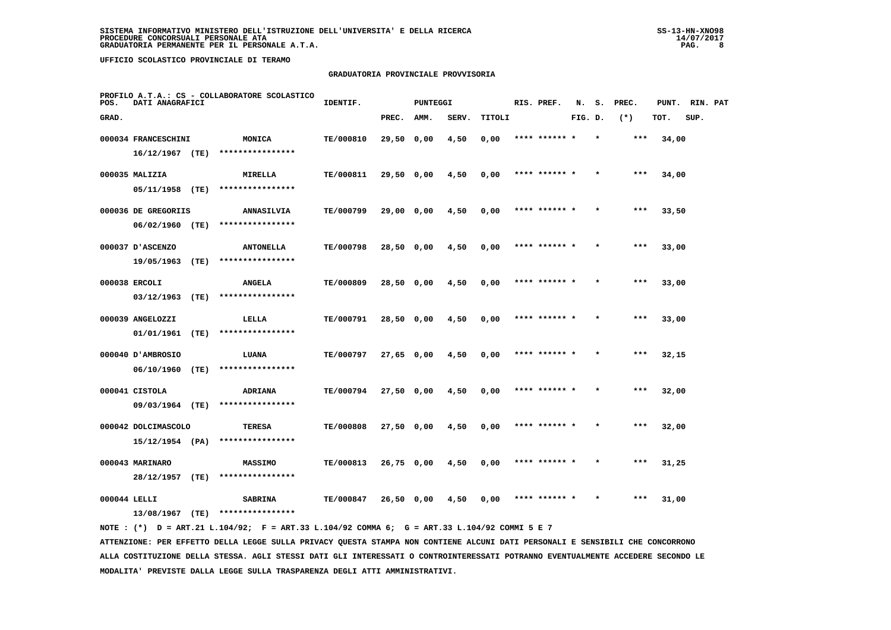SISTEMA INFORMATIVO MINISTERO DELL'ISTRUZIONE DELL'UNIVERSITA' E DELLA RICERCA
PROCEDURE CONCORSUALI PERSONALE ATA
GRADUATORIA PERMANENTE PER IL PERSONALE A.T.A.

UFFICIO SCOLASTICO PROVINCIALE DI TERAMO

## GRADUATORIA PROVINCIALE PROVVISORIA

PROFILO A.T.A.: CS - COLLABORATORE SCOLASTICO

| POS. GRAD. | DATI ANAGRAFICI | | IDENTIF. | PUNTEGGI PREC. | AMM. | SERV. | TITOLI | RIS. PREF. | N. FIG. | S. D. | PREC. (*) | PUNT. TOT. | RIN. SUP. | PAT |
|---|---|---|---|---|---|---|---|---|---|---|---|---|---|---|
| 000034 | FRANCESCHINI 16/12/1967 (TE) | MONICA **************** | TE/000810 | 29,50 | 0,00 | 4,50 | 0,00 | **** ****** * | | * | *** | 34,00 | | |
| 000035 | MALIZIA 05/11/1958 (TE) | MIRELLA **************** | TE/000811 | 29,50 | 0,00 | 4,50 | 0,00 | **** ****** * | | * | *** | 34,00 | | |
| 000036 | DE GREGORIIS 06/02/1960 (TE) | ANNASILVIA **************** | TE/000799 | 29,00 | 0,00 | 4,50 | 0,00 | **** ****** * | | * | *** | 33,50 | | |
| 000037 | D'ASCENZO 19/05/1963 (TE) | ANTONELLA **************** | TE/000798 | 28,50 | 0,00 | 4,50 | 0,00 | **** ****** * | | * | *** | 33,00 | | |
| 000038 | ERCOLI 03/12/1963 (TE) | ANGELA **************** | TE/000809 | 28,50 | 0,00 | 4,50 | 0,00 | **** ****** * | | * | *** | 33,00 | | |
| 000039 | ANGELOZZI 01/01/1961 (TE) | LELLA **************** | TE/000791 | 28,50 | 0,00 | 4,50 | 0,00 | **** ****** * | | * | *** | 33,00 | | |
| 000040 | D'AMBROSIO 06/10/1960 (TE) | LUANA **************** | TE/000797 | 27,65 | 0,00 | 4,50 | 0,00 | **** ****** * | | * | *** | 32,15 | | |
| 000041 | CISTOLA 09/03/1964 (TE) | ADRIANA **************** | TE/000794 | 27,50 | 0,00 | 4,50 | 0,00 | **** ****** * | | * | *** | 32,00 | | |
| 000042 | DOLCIMASCOLO 15/12/1954 (PA) | TERESA **************** | TE/000808 | 27,50 | 0,00 | 4,50 | 0,00 | **** ****** * | | * | *** | 32,00 | | |
| 000043 | MARINARO 28/12/1957 (TE) | MASSIMO **************** | TE/000813 | 26,75 | 0,00 | 4,50 | 0,00 | **** ****** * | | * | *** | 31,25 | | |
| 000044 | LELLI 13/08/1967 (TE) | SABRINA **************** | TE/000847 | 26,50 | 0,00 | 4,50 | 0,00 | **** ****** * | | * | *** | 31,00 | | |

NOTE : (*) D = ART.21 L.104/92; F = ART.33 L.104/92 COMMA 6; G = ART.33 L.104/92 COMMI 5 E 7

ATTENZIONE: PER EFFETTO DELLA LEGGE SULLA PRIVACY QUESTA STAMPA NON CONTIENE ALCUNI DATI PERSONALI E SENSIBILI CHE CONCORRONO ALLA COSTITUZIONE DELLA STESSA. AGLI STESSI DATI GLI INTERESSATI O CONTROINTERESSATI POTRANNO EVENTUALMENTE ACCEDERE SECONDO LE MODALITA' PREVISTE DALLA LEGGE SULLA TRASPARENZA DEGLI ATTI AMMINISTRATIVI.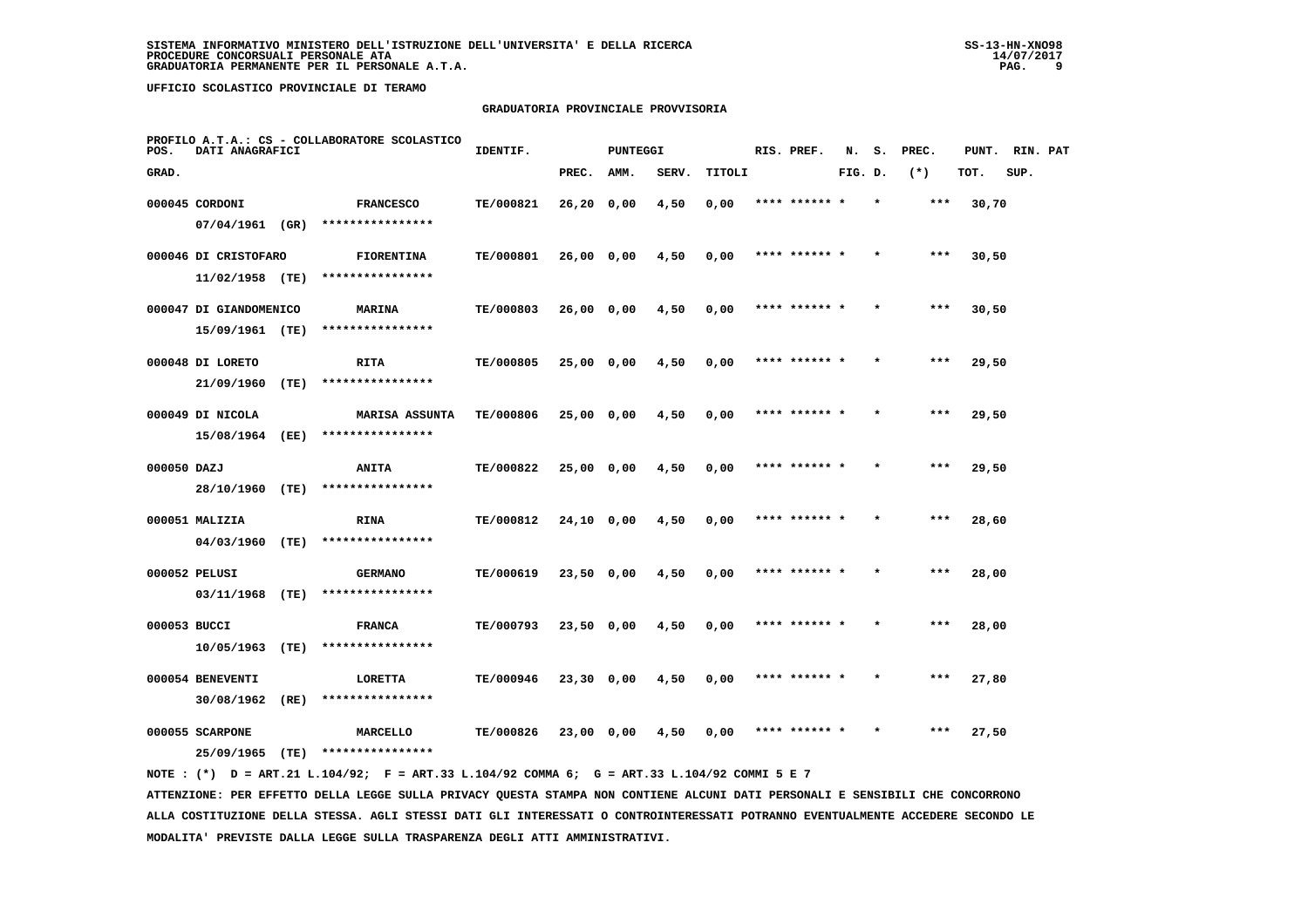SISTEMA INFORMATIVO MINISTERO DELL'ISTRUZIONE DELL'UNIVERSITA' E DELLA RICERCA
PROCEDURE CONCORSUALI PERSONALE ATA
GRADUATORIA PERMANENTE PER IL PERSONALE A.T.A.

UFFICIO SCOLASTICO PROVINCIALE DI TERAMO

## GRADUATORIA PROVINCIALE PROVVISORIA

PROFILO A.T.A.: CS - COLLABORATORE SCOLASTICO

| POS. GRAD. | DATI ANAGRAFICI | | IDENTIF. | PUNTEGGI PREC. | AMM. | SERV. | TITOLI | RIS. | PREF. | N. FIG. | S. D. | PREC. (*) | PUNT. TOT. | RIN. SUP. | PAT |
|---|---|---|---|---|---|---|---|---|---|---|---|---|---|---|---|
| 000045 | CORDONI 07/04/1961 (GR) | FRANCESCO **************** | TE/000821 | 26,20 | 0,00 | 4,50 | 0,00 | **** | ****** | * | * | *** | 30,70 | | |
| 000046 | DI CRISTOFARO 11/02/1958 (TE) | FIORENTINA **************** | TE/000801 | 26,00 | 0,00 | 4,50 | 0,00 | **** | ****** | * | * | *** | 30,50 | | |
| 000047 | DI GIANDOMENICO 15/09/1961 (TE) | MARINA **************** | TE/000803 | 26,00 | 0,00 | 4,50 | 0,00 | **** | ****** | * | * | *** | 30,50 | | |
| 000048 | DI LORETO 21/09/1960 (TE) | RITA **************** | TE/000805 | 25,00 | 0,00 | 4,50 | 0,00 | **** | ****** | * | * | *** | 29,50 | | |
| 000049 | DI NICOLA 15/08/1964 (EE) | MARISA ASSUNTA **************** | TE/000806 | 25,00 | 0,00 | 4,50 | 0,00 | **** | ****** | * | * | *** | 29,50 | | |
| 000050 | DAZJ 28/10/1960 (TE) | ANITA **************** | TE/000822 | 25,00 | 0,00 | 4,50 | 0,00 | **** | ****** | * | * | *** | 29,50 | | |
| 000051 | MALIZIA 04/03/1960 (TE) | RINA **************** | TE/000812 | 24,10 | 0,00 | 4,50 | 0,00 | **** | ****** | * | * | *** | 28,60 | | |
| 000052 | PELUSI 03/11/1968 (TE) | GERMANO **************** | TE/000619 | 23,50 | 0,00 | 4,50 | 0,00 | **** | ****** | * | * | *** | 28,00 | | |
| 000053 | BUCCI 10/05/1963 (TE) | FRANCA **************** | TE/000793 | 23,50 | 0,00 | 4,50 | 0,00 | **** | ****** | * | * | *** | 28,00 | | |
| 000054 | BENEVENTI 30/08/1962 (RE) | LORETTA **************** | TE/000946 | 23,30 | 0,00 | 4,50 | 0,00 | **** | ****** | * | * | *** | 27,80 | | |
| 000055 | SCARPONE 25/09/1965 (TE) | MARCELLO **************** | TE/000826 | 23,00 | 0,00 | 4,50 | 0,00 | **** | ****** | * | * | *** | 27,50 | | |

NOTE : (*) D = ART.21 L.104/92; F = ART.33 L.104/92 COMMA 6; G = ART.33 L.104/92 COMMI 5 E 7

ATTENZIONE: PER EFFETTO DELLA LEGGE SULLA PRIVACY QUESTA STAMPA NON CONTIENE ALCUNI DATI PERSONALI E SENSIBILI CHE CONCORRONO ALLA COSTITUZIONE DELLA STESSA. AGLI STESSI DATI GLI INTERESSATI O CONTROINTERESSATI POTRANNO EVENTUALMENTE ACCEDERE SECONDO LE MODALITA' PREVISTE DALLA LEGGE SULLA TRASPARENZA DEGLI ATTI AMMINISTRATIVI.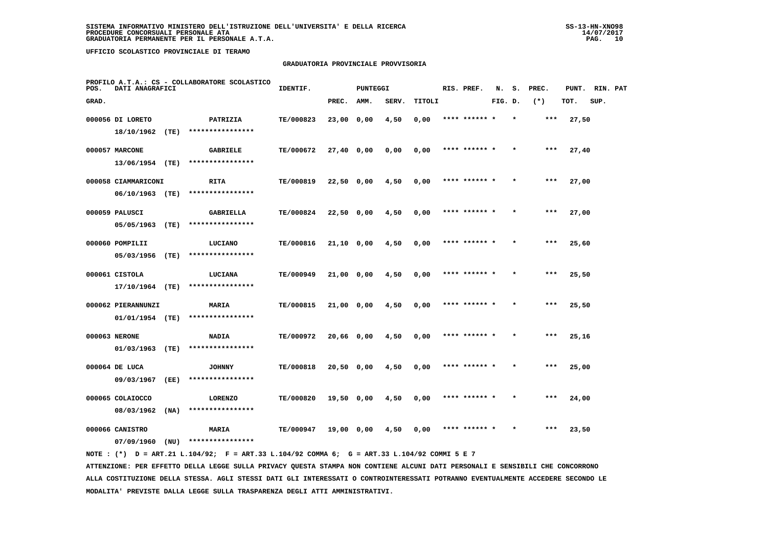SISTEMA INFORMATIVO MINISTERO DELL'ISTRUZIONE DELL'UNIVERSITA' E DELLA RICERCA
PROCEDURE CONCORSUALI PERSONALE ATA
GRADUATORIA PERMANENTE PER IL PERSONALE A.T.A.

SS-13-HN-XNO98
14/07/2017

UFFICIO SCOLASTICO PROVINCIALE DI TERAMO

GRADUATORIA PROVINCIALE PROVVISORIA

PROFILO A.T.A.: CS - COLLABORATORE SCOLASTICO

| POS. GRAD. | DATI ANAGRAFICI | | IDENTIF. | PUNTEGGI PREC. | AMM. | SERV. | TITOLI | RIS. PREF. | N. FIG. | S. D. | PREC. (*) | PUNT. TOT. | RIN. SUP. | PAT |
|---|---|---|---|---|---|---|---|---|---|---|---|---|---|---|
| 000056 | DI LORETO 18/10/1962 (TE) | PATRIZIA **************** | TE/000823 | 23,00 | 0,00 | 4,50 | 0,00 | **** ****** * | | * | *** | 27,50 | | |
| 000057 | MARCONE 13/06/1954 (TE) | GABRIELE **************** | TE/000672 | 27,40 | 0,00 | 0,00 | 0,00 | **** ****** * | | * | *** | 27,40 | | |
| 000058 | CIAMMARICONI 06/10/1963 (TE) | RITA **************** | TE/000819 | 22,50 | 0,00 | 4,50 | 0,00 | **** ****** * | | * | *** | 27,00 | | |
| 000059 | PALUSCI 05/05/1963 (TE) | GABRIELLA **************** | TE/000824 | 22,50 | 0,00 | 4,50 | 0,00 | **** ****** * | | * | *** | 27,00 | | |
| 000060 | POMPILII 05/03/1956 (TE) | LUCIANO **************** | TE/000816 | 21,10 | 0,00 | 4,50 | 0,00 | **** ****** * | | * | *** | 25,60 | | |
| 000061 | CISTOLA 17/10/1964 (TE) | LUCIANA **************** | TE/000949 | 21,00 | 0,00 | 4,50 | 0,00 | **** ****** * | | * | *** | 25,50 | | |
| 000062 | PIERANNUNZI 01/01/1954 (TE) | MARIA **************** | TE/000815 | 21,00 | 0,00 | 4,50 | 0,00 | **** ****** * | | * | *** | 25,50 | | |
| 000063 | NERONE 01/03/1963 (TE) | NADIA **************** | TE/000972 | 20,66 | 0,00 | 4,50 | 0,00 | **** ****** * | | * | *** | 25,16 | | |
| 000064 | DE LUCA 09/03/1967 (EE) | JOHNNY **************** | TE/000818 | 20,50 | 0,00 | 4,50 | 0,00 | **** ****** * | | * | *** | 25,00 | | |
| 000065 | COLAIOCCO 08/03/1962 (NA) | LORENZO **************** | TE/000820 | 19,50 | 0,00 | 4,50 | 0,00 | **** ****** * | | * | *** | 24,00 | | |
| 000066 | CANISTRO 07/09/1960 (NU) | MARIA **************** | TE/000947 | 19,00 | 0,00 | 4,50 | 0,00 | **** ****** * | | * | *** | 23,50 | | |

NOTE : (*) D = ART.21 L.104/92; F = ART.33 L.104/92 COMMA 6; G = ART.33 L.104/92 COMMI 5 E 7

ATTENZIONE: PER EFFETTO DELLA LEGGE SULLA PRIVACY QUESTA STAMPA NON CONTIENE ALCUNI DATI PERSONALI E SENSIBILI CHE CONCORRONO ALLA COSTITUZIONE DELLA STESSA. AGLI STESSI DATI GLI INTERESSATI O CONTROINTERESSATI POTRANNO EVENTUALMENTE ACCEDERE SECONDO LE MODALITA' PREVISTE DALLA LEGGE SULLA TRASPARENZA DEGLI ATTI AMMINISTRATIVI.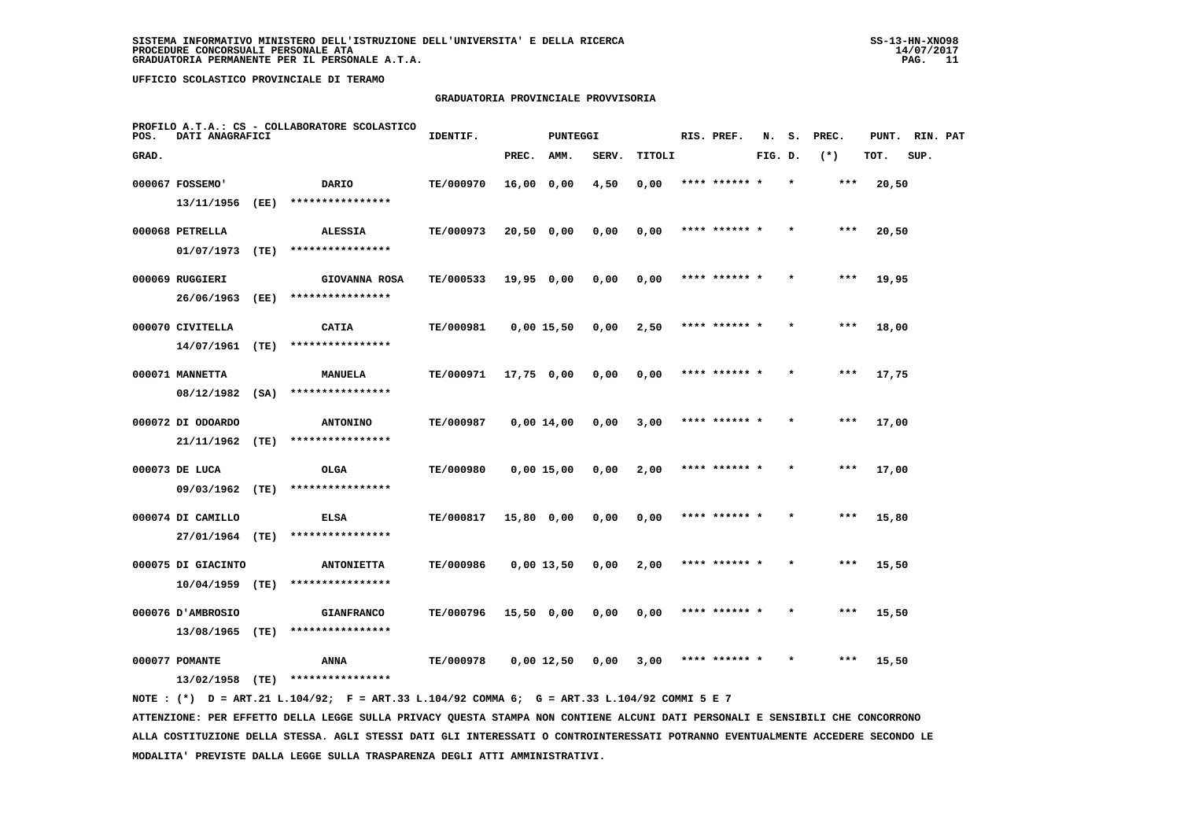SISTEMA INFORMATIVO MINISTERO DELL'ISTRUZIONE DELL'UNIVERSITA' E DELLA RICERCA
PROCEDURE CONCORSUALI PERSONALE ATA
GRADUATORIA PERMANENTE PER IL PERSONALE A.T.A.

SS-13-HN-XNO98
14/07/2017

UFFICIO SCOLASTICO PROVINCIALE DI TERAMO

## GRADUATORIA PROVINCIALE PROVVISORIA

PROFILO A.T.A.: CS - COLLABORATORE SCOLASTICO

| POS. GRAD. | DATI ANAGRAFICI | | IDENTIF. | PUNTEGGI PREC. | AMM. | SERV. | TITOLI | RIS. PREF. | N. FIG. | S. D. | PREC. (*) | PUNT. TOT. | RIN. SUP. | PAT |
|---|---|---|---|---|---|---|---|---|---|---|---|---|---|---|
| 000067 | FOSSEMO' 13/11/1956 (EE) | DARIO **************** | TE/000970 | 16,00 | 0,00 | 4,50 | 0,00 | **** ****** * | | * | *** | 20,50 | | |
| 000068 | PETRELLA 01/07/1973 (TE) | ALESSIA **************** | TE/000973 | 20,50 | 0,00 | 0,00 | 0,00 | **** ****** * | | * | *** | 20,50 | | |
| 000069 | RUGGIERI 26/06/1963 (EE) | GIOVANNA ROSA **************** | TE/000533 | 19,95 | 0,00 | 0,00 | 0,00 | **** ****** * | | * | *** | 19,95 | | |
| 000070 | CIVITELLA 14/07/1961 (TE) | CATIA **************** | TE/000981 | 0,00 | 15,50 | 0,00 | 2,50 | **** ****** * | | * | *** | 18,00 | | |
| 000071 | MANNETTA 08/12/1982 (SA) | MANUELA **************** | TE/000971 | 17,75 | 0,00 | 0,00 | 0,00 | **** ****** * | | * | *** | 17,75 | | |
| 000072 | DI ODOARDO 21/11/1962 (TE) | ANTONINO **************** | TE/000987 | 0,00 | 14,00 | 0,00 | 3,00 | **** ****** * | | * | *** | 17,00 | | |
| 000073 | DE LUCA 09/03/1962 (TE) | OLGA **************** | TE/000980 | 0,00 | 15,00 | 0,00 | 2,00 | **** ****** * | | * | *** | 17,00 | | |
| 000074 | DI CAMILLO 27/01/1964 (TE) | ELSA **************** | TE/000817 | 15,80 | 0,00 | 0,00 | 0,00 | **** ****** * | | * | *** | 15,80 | | |
| 000075 | DI GIACINTO 10/04/1959 (TE) | ANTONIETTA **************** | TE/000986 | 0,00 | 13,50 | 0,00 | 2,00 | **** ****** * | | * | *** | 15,50 | | |
| 000076 | D'AMBROSIO 13/08/1965 (TE) | GIANFRANCO **************** | TE/000796 | 15,50 | 0,00 | 0,00 | 0,00 | **** ****** * | | * | *** | 15,50 | | |
| 000077 | POMANTE 13/02/1958 (TE) | ANNA **************** | TE/000978 | 0,00 | 12,50 | 0,00 | 3,00 | **** ****** * | | * | *** | 15,50 | | |

NOTE : (*) D = ART.21 L.104/92; F = ART.33 L.104/92 COMMA 6; G = ART.33 L.104/92 COMMI 5 E 7

ATTENZIONE: PER EFFETTO DELLA LEGGE SULLA PRIVACY QUESTA STAMPA NON CONTIENE ALCUNI DATI PERSONALI E SENSIBILI CHE CONCORRONO ALLA COSTITUZIONE DELLA STESSA. AGLI STESSI DATI GLI INTERESSATI O CONTROINTERESSATI POTRANNO EVENTUALMENTE ACCEDERE SECONDO LE MODALITA' PREVISTE DALLA LEGGE SULLA TRASPARENZA DEGLI ATTI AMMINISTRATIVI.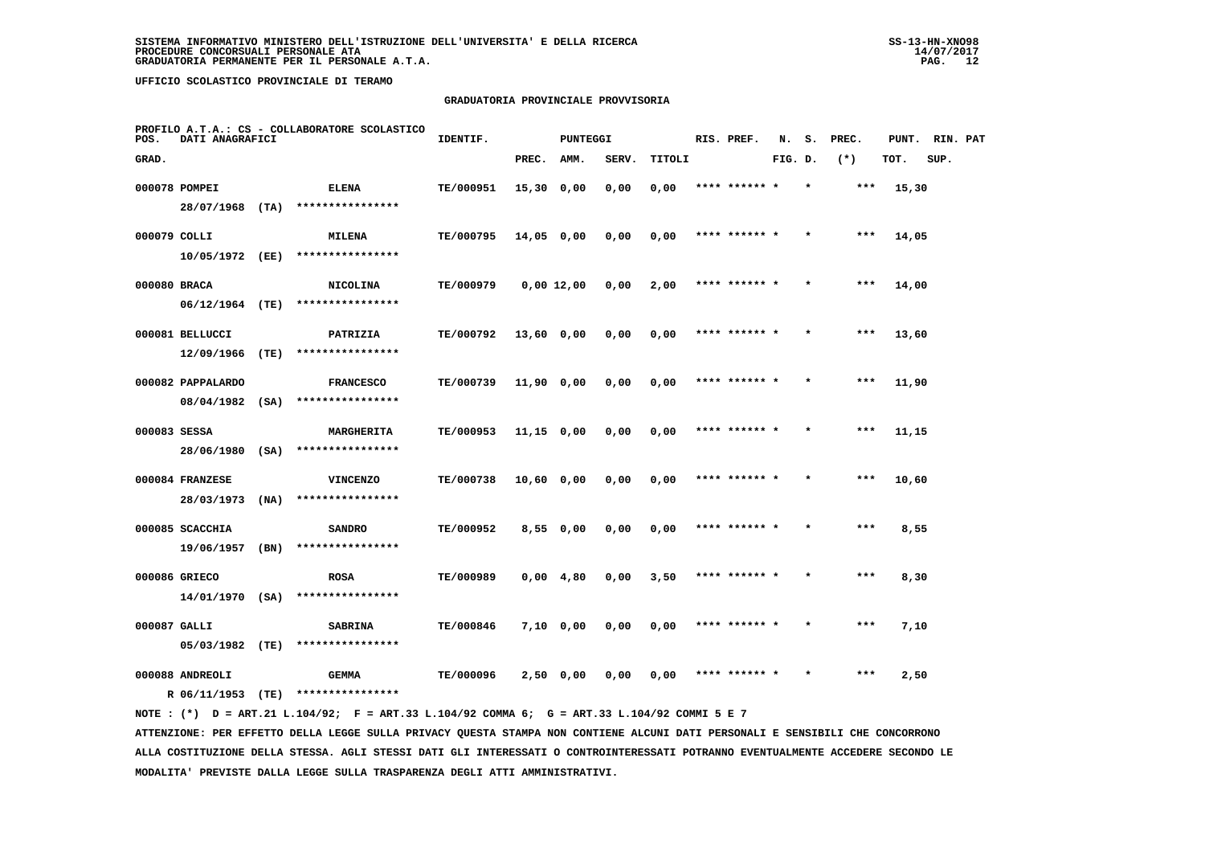SISTEMA INFORMATIVO MINISTERO DELL'ISTRUZIONE DELL'UNIVERSITA' E DELLA RICERCA
PROCEDURE CONCORSUALI PERSONALE ATA
GRADUATORIA PERMANENTE PER IL PERSONALE A.T.A.

SS-13-HN-XNO98
14/07/2017

UFFICIO SCOLASTICO PROVINCIALE DI TERAMO

## GRADUATORIA PROVINCIALE PROVVISORIA

PROFILO A.T.A.: CS - COLLABORATORE SCOLASTICO

| POS. GRAD. | DATI ANAGRAFICI | | IDENTIF. | PUNTEGGI PREC. | AMM. | SERV. | TITOLI | RIS. PREF. | N. FIG. | S. D. | PREC. (*) | PUNT. TOT. | RIN. SUP. | PAT |
|---|---|---|---|---|---|---|---|---|---|---|---|---|---|---|
| 000078 | POMPEI 28/07/1968 (TA) | ELENA **************** | TE/000951 | 15,30 | 0,00 | 0,00 | 0,00 | **** ****** * | | * | *** | 15,30 | | |
| 000079 | COLLI 10/05/1972 (EE) | MILENA **************** | TE/000795 | 14,05 | 0,00 | 0,00 | 0,00 | **** ****** * | | * | *** | 14,05 | | |
| 000080 | BRACA 06/12/1964 (TE) | NICOLINA **************** | TE/000979 | 0,00 | 12,00 | 0,00 | 2,00 | **** ****** * | | * | *** | 14,00 | | |
| 000081 | BELLUCCI 12/09/1966 (TE) | PATRIZIA **************** | TE/000792 | 13,60 | 0,00 | 0,00 | 0,00 | **** ****** * | | * | *** | 13,60 | | |
| 000082 | PAPPALARDO 08/04/1982 (SA) | FRANCESCO **************** | TE/000739 | 11,90 | 0,00 | 0,00 | 0,00 | **** ****** * | | * | *** | 11,90 | | |
| 000083 | SESSA 28/06/1980 (SA) | MARGHERITA **************** | TE/000953 | 11,15 | 0,00 | 0,00 | 0,00 | **** ****** * | | * | *** | 11,15 | | |
| 000084 | FRANZESE 28/03/1973 (NA) | VINCENZO **************** | TE/000738 | 10,60 | 0,00 | 0,00 | 0,00 | **** ****** * | | * | *** | 10,60 | | |
| 000085 | SCACCHIA 19/06/1957 (BN) | SANDRO **************** | TE/000952 | 8,55 | 0,00 | 0,00 | 0,00 | **** ****** * | | * | *** | 8,55 | | |
| 000086 | GRIECO 14/01/1970 (SA) | ROSA **************** | TE/000989 | 0,00 | 4,80 | 0,00 | 3,50 | **** ****** * | | * | *** | 8,30 | | |
| 000087 | GALLI 05/03/1982 (TE) | SABRINA **************** | TE/000846 | 7,10 | 0,00 | 0,00 | 0,00 | **** ****** * | | * | *** | 7,10 | | |
| 000088 | ANDREOLI R 06/11/1953 (TE) | GEMMA **************** | TE/000096 | 2,50 | 0,00 | 0,00 | 0,00 | **** ****** * | | * | *** | 2,50 | | |

NOTE : (*) D = ART.21 L.104/92; F = ART.33 L.104/92 COMMA 6; G = ART.33 L.104/92 COMMI 5 E 7

ATTENZIONE: PER EFFETTO DELLA LEGGE SULLA PRIVACY QUESTA STAMPA NON CONTIENE ALCUNI DATI PERSONALI E SENSIBILI CHE CONCORRONO ALLA COSTITUZIONE DELLA STESSA. AGLI STESSI DATI GLI INTERESSATI O CONTROINTERESSATI POTRANNO EVENTUALMENTE ACCEDERE SECONDO LE MODALITA' PREVISTE DALLA LEGGE SULLA TRASPARENZA DEGLI ATTI AMMINISTRATIVI.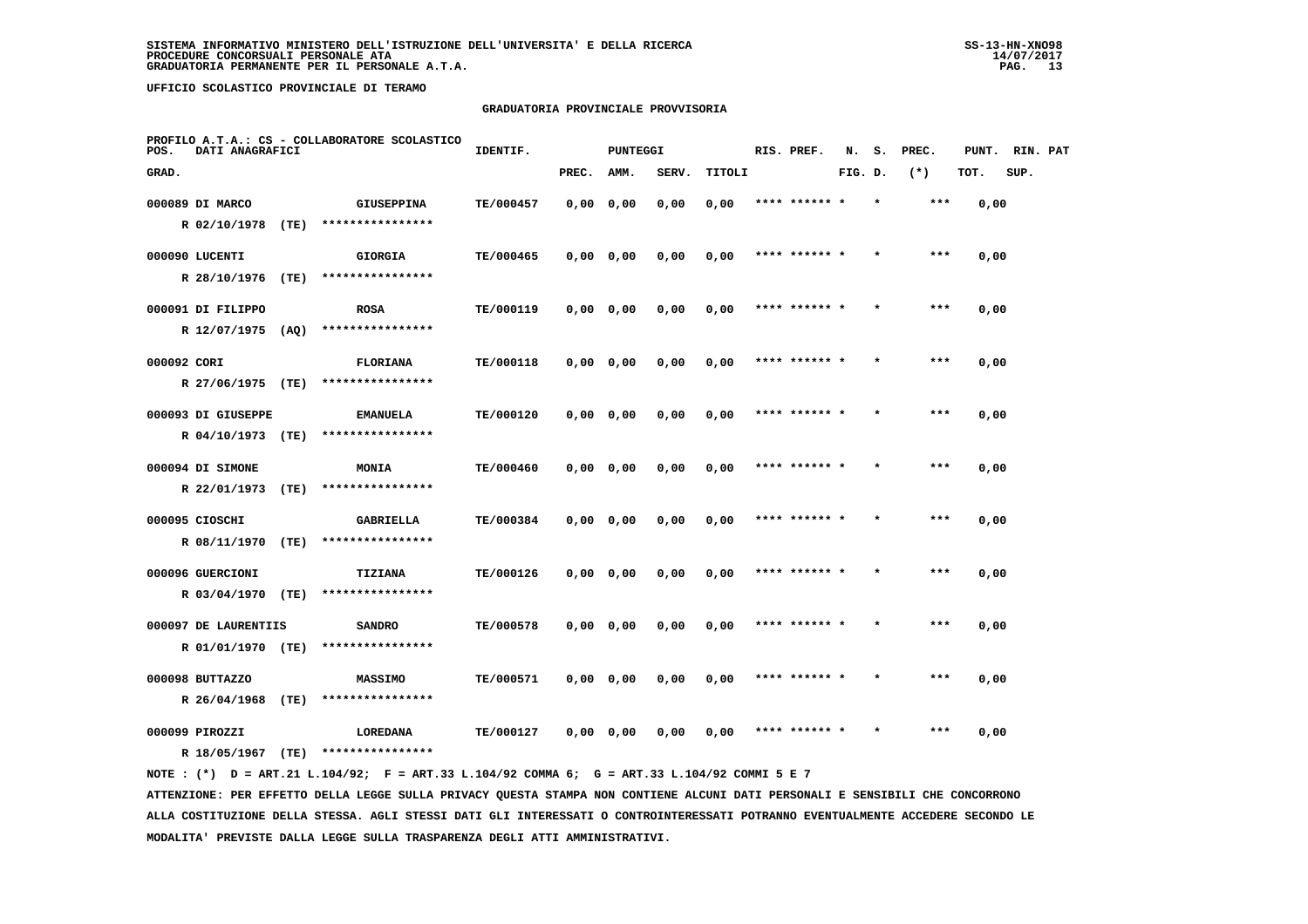SISTEMA INFORMATIVO MINISTERO DELL'ISTRUZIONE DELL'UNIVERSITA' E DELLA RICERCA
PROCEDURE CONCORSUALI PERSONALE ATA
GRADUATORIA PERMANENTE PER IL PERSONALE A.T.A.

UFFICIO SCOLASTICO PROVINCIALE DI TERAMO

## GRADUATORIA PROVINCIALE PROVVISORIA

PROFILO A.T.A.: CS - COLLABORATORE SCOLASTICO

| POS. GRAD. | DATI ANAGRAFICI | | IDENTIF. | PUNTEGGI PREC. | AMM. | SERV. | TITOLI | RIS. PREF. | N. FIG. | S. D. | PREC. (*) | PUNT. TOT. | RIN. SUP. | PAT |
|---|---|---|---|---|---|---|---|---|---|---|---|---|---|---|
| 000089 | DI MARCO | GIUSEPPINA | TE/000457 | 0,00 | 0,00 | 0,00 | 0,00 | **** ****** * | | * | *** | 0,00 | | |
| | R 02/10/1978 (TE) | **************** | | | | | | | | | | | | |
| 000090 | LUCENTI | GIORGIA | TE/000465 | 0,00 | 0,00 | 0,00 | 0,00 | **** ****** * | | * | *** | 0,00 | | |
| | R 28/10/1976 (TE) | **************** | | | | | | | | | | | | |
| 000091 | DI FILIPPO | ROSA | TE/000119 | 0,00 | 0,00 | 0,00 | 0,00 | **** ****** * | | * | *** | 0,00 | | |
| | R 12/07/1975 (AQ) | **************** | | | | | | | | | | | | |
| 000092 | CORI | FLORIANA | TE/000118 | 0,00 | 0,00 | 0,00 | 0,00 | **** ****** * | | * | *** | 0,00 | | |
| | R 27/06/1975 (TE) | **************** | | | | | | | | | | | | |
| 000093 | DI GIUSEPPE | EMANUELA | TE/000120 | 0,00 | 0,00 | 0,00 | 0,00 | **** ****** * | | * | *** | 0,00 | | |
| | R 04/10/1973 (TE) | **************** | | | | | | | | | | | | |
| 000094 | DI SIMONE | MONIA | TE/000460 | 0,00 | 0,00 | 0,00 | 0,00 | **** ****** * | | * | *** | 0,00 | | |
| | R 22/01/1973 (TE) | **************** | | | | | | | | | | | | |
| 000095 | CIOSCHI | GABRIELLA | TE/000384 | 0,00 | 0,00 | 0,00 | 0,00 | **** ****** * | | * | *** | 0,00 | | |
| | R 08/11/1970 (TE) | **************** | | | | | | | | | | | | |
| 000096 | GUERCIONI | TIZIANA | TE/000126 | 0,00 | 0,00 | 0,00 | 0,00 | **** ****** * | | * | *** | 0,00 | | |
| | R 03/04/1970 (TE) | **************** | | | | | | | | | | | | |
| 000097 | DE LAURENTIIS | SANDRO | TE/000578 | 0,00 | 0,00 | 0,00 | 0,00 | **** ****** * | | * | *** | 0,00 | | |
| | R 01/01/1970 (TE) | **************** | | | | | | | | | | | | |
| 000098 | BUTTAZZO | MASSIMO | TE/000571 | 0,00 | 0,00 | 0,00 | 0,00 | **** ****** * | | * | *** | 0,00 | | |
| | R 26/04/1968 (TE) | **************** | | | | | | | | | | | | |
| 000099 | PIROZZI | LOREDANA | TE/000127 | 0,00 | 0,00 | 0,00 | 0,00 | **** ****** * | | * | *** | 0,00 | | |
| | R 18/05/1967 (TE) | **************** | | | | | | | | | | | | |

NOTE : (*) D = ART.21 L.104/92; F = ART.33 L.104/92 COMMA 6; G = ART.33 L.104/92 COMMI 5 E 7

ATTENZIONE: PER EFFETTO DELLA LEGGE SULLA PRIVACY QUESTA STAMPA NON CONTIENE ALCUNI DATI PERSONALI E SENSIBILI CHE CONCORRONO ALLA COSTITUZIONE DELLA STESSA. AGLI STESSI DATI GLI INTERESSATI O CONTROINTERESSATI POTRANNO EVENTUALMENTE ACCEDERE SECONDO LE MODALITA' PREVISTE DALLA LEGGE SULLA TRASPARENZA DEGLI ATTI AMMINISTRATIVI.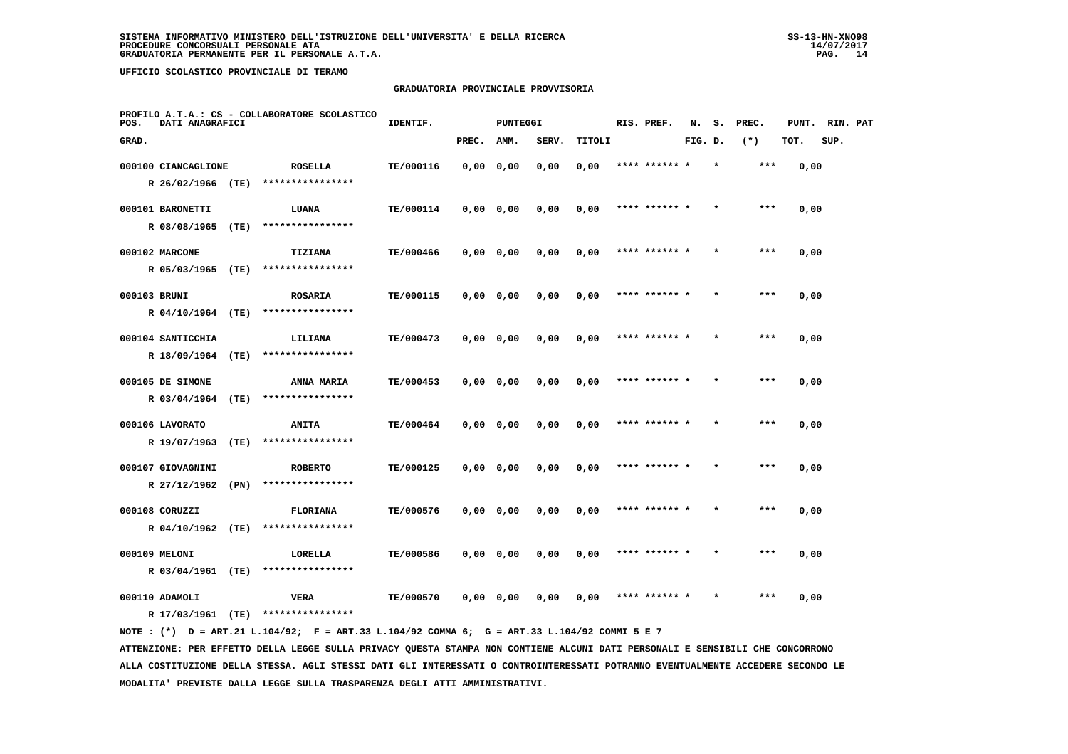SISTEMA INFORMATIVO MINISTERO DELL'ISTRUZIONE DELL'UNIVERSITA' E DELLA RICERCA
PROCEDURE CONCORSUALI PERSONALE ATA
GRADUATORIA PERMANENTE PER IL PERSONALE A.T.A.

UFFICIO SCOLASTICO PROVINCIALE DI TERAMO

## GRADUATORIA PROVINCIALE PROVVISORIA

PROFILO A.T.A.: CS - COLLABORATORE SCOLASTICO

| POS. GRAD. | DATI ANAGRAFICI | | IDENTIF. | PUNTEGGI PREC. | AMM. | SERV. | TITOLI | RIS. PREF. | N. FIG. | S. D. | PREC. (*) | PUNT. TOT. | RIN. SUP. | PAT |
|---|---|---|---|---|---|---|---|---|---|---|---|---|---|---|
| 000100 | CIANCAGLIONE<br>R 26/02/1966 (TE) | ROSELLA<br>**************** | TE/000116 | 0,00 | 0,00 | 0,00 | 0,00 | **** ****** * | | * | *** | 0,00 | | |
| 000101 | BARONETTI<br>R 08/08/1965 (TE) | LUANA<br>**************** | TE/000114 | 0,00 | 0,00 | 0,00 | 0,00 | **** ****** * | | * | *** | 0,00 | | |
| 000102 | MARCONE<br>R 05/03/1965 (TE) | TIZIANA<br>**************** | TE/000466 | 0,00 | 0,00 | 0,00 | 0,00 | **** ****** * | | * | *** | 0,00 | | |
| 000103 | BRUNI<br>R 04/10/1964 (TE) | ROSARIA<br>**************** | TE/000115 | 0,00 | 0,00 | 0,00 | 0,00 | **** ****** * | | * | *** | 0,00 | | |
| 000104 | SANTICCHIA<br>R 18/09/1964 (TE) | LILIANA<br>**************** | TE/000473 | 0,00 | 0,00 | 0,00 | 0,00 | **** ****** * | | * | *** | 0,00 | | |
| 000105 | DE SIMONE<br>R 03/04/1964 (TE) | ANNA MARIA<br>**************** | TE/000453 | 0,00 | 0,00 | 0,00 | 0,00 | **** ****** * | | * | *** | 0,00 | | |
| 000106 | LAVORATO<br>R 19/07/1963 (TE) | ANITA<br>**************** | TE/000464 | 0,00 | 0,00 | 0,00 | 0,00 | **** ****** * | | * | *** | 0,00 | | |
| 000107 | GIOVAGNINI<br>R 27/12/1962 (PN) | ROBERTO<br>**************** | TE/000125 | 0,00 | 0,00 | 0,00 | 0,00 | **** ****** * | | * | *** | 0,00 | | |
| 000108 | CORUZZI<br>R 04/10/1962 (TE) | FLORIANA<br>**************** | TE/000576 | 0,00 | 0,00 | 0,00 | 0,00 | **** ****** * | | * | *** | 0,00 | | |
| 000109 | MELONI<br>R 03/04/1961 (TE) | LORELLA<br>**************** | TE/000586 | 0,00 | 0,00 | 0,00 | 0,00 | **** ****** * | | * | *** | 0,00 | | |
| 000110 | ADAMOLI<br>R 17/03/1961 (TE) | VERA<br>**************** | TE/000570 | 0,00 | 0,00 | 0,00 | 0,00 | **** ****** * | | * | *** | 0,00 | | |

NOTE : (*) D = ART.21 L.104/92; F = ART.33 L.104/92 COMMA 6; G = ART.33 L.104/92 COMMI 5 E 7

ATTENZIONE: PER EFFETTO DELLA LEGGE SULLA PRIVACY QUESTA STAMPA NON CONTIENE ALCUNI DATI PERSONALI E SENSIBILI CHE CONCORRONO ALLA COSTITUZIONE DELLA STESSA. AGLI STESSI DATI GLI INTERESSATI O CONTROINTERESSATI POTRANNO EVENTUALMENTE ACCEDERE SECONDO LE MODALITA' PREVISTE DALLA LEGGE SULLA TRASPARENZA DEGLI ATTI AMMINISTRATIVI.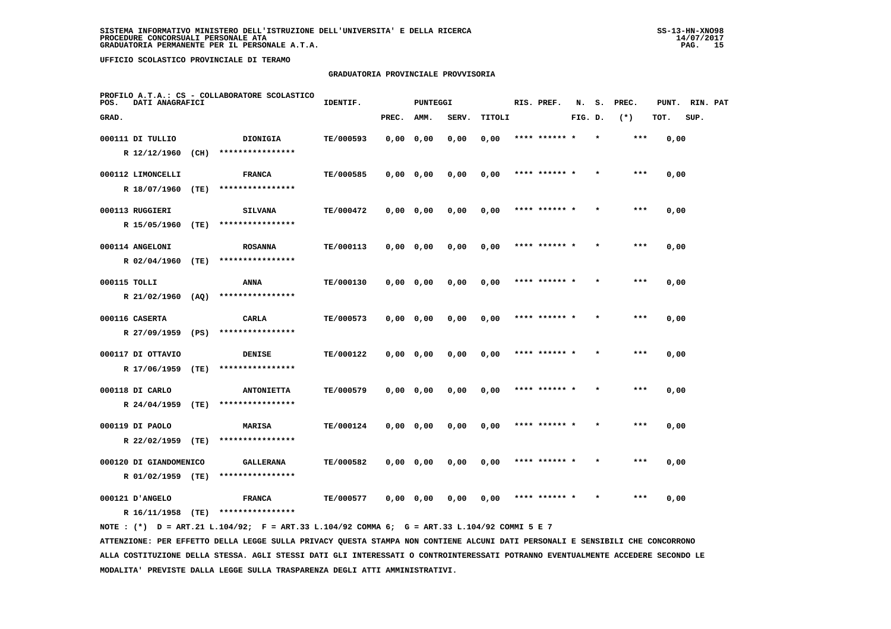SISTEMA INFORMATIVO MINISTERO DELL'ISTRUZIONE DELL'UNIVERSITA' E DELLA RICERCA
PROCEDURE CONCORSUALI PERSONALE ATA
GRADUATORIA PERMANENTE PER IL PERSONALE A.T.A.

UFFICIO SCOLASTICO PROVINCIALE DI TERAMO

## GRADUATORIA PROVINCIALE PROVVISORIA

PROFILO A.T.A.: CS - COLLABORATORE SCOLASTICO

| POS. GRAD. | DATI ANAGRAFICI | | IDENTIF. | PUNTEGGI PREC. | AMM. | SERV. | TITOLI | RIS. PREF. | N. FIG. | S. D. | PREC. (*) | PUNT. TOT. | RIN. SUP. | PAT |
|---|---|---|---|---|---|---|---|---|---|---|---|---|---|---|
| 000111 | DI TULLIO<br>R 12/12/1960 (CH) | DIONIGIA<br>**************** | TE/000593 | 0,00 | 0,00 | 0,00 | 0,00 | **** ****** * | | * | *** | 0,00 | | |
| 000112 | LIMONCELLI<br>R 18/07/1960 (TE) | FRANCA<br>**************** | TE/000585 | 0,00 | 0,00 | 0,00 | 0,00 | **** ****** * | | * | *** | 0,00 | | |
| 000113 | RUGGIERI<br>R 15/05/1960 (TE) | SILVANA<br>**************** | TE/000472 | 0,00 | 0,00 | 0,00 | 0,00 | **** ****** * | | * | *** | 0,00 | | |
| 000114 | ANGELONI<br>R 02/04/1960 (TE) | ROSANNA<br>**************** | TE/000113 | 0,00 | 0,00 | 0,00 | 0,00 | **** ****** * | | * | *** | 0,00 | | |
| 000115 | TOLLI<br>R 21/02/1960 (AQ) | ANNA<br>**************** | TE/000130 | 0,00 | 0,00 | 0,00 | 0,00 | **** ****** * | | * | *** | 0,00 | | |
| 000116 | CASERTA<br>R 27/09/1959 (PS) | CARLA<br>**************** | TE/000573 | 0,00 | 0,00 | 0,00 | 0,00 | **** ****** * | | * | *** | 0,00 | | |
| 000117 | DI OTTAVIO<br>R 17/06/1959 (TE) | DENISE<br>**************** | TE/000122 | 0,00 | 0,00 | 0,00 | 0,00 | **** ****** * | | * | *** | 0,00 | | |
| 000118 | DI CARLO<br>R 24/04/1959 (TE) | ANTONIETTA<br>**************** | TE/000579 | 0,00 | 0,00 | 0,00 | 0,00 | **** ****** * | | * | *** | 0,00 | | |
| 000119 | DI PAOLO<br>R 22/02/1959 (TE) | MARISA<br>**************** | TE/000124 | 0,00 | 0,00 | 0,00 | 0,00 | **** ****** * | | * | *** | 0,00 | | |
| 000120 | DI GIANDOMENICO<br>R 01/02/1959 (TE) | GALLERANA<br>**************** | TE/000582 | 0,00 | 0,00 | 0,00 | 0,00 | **** ****** * | | * | *** | 0,00 | | |
| 000121 | D'ANGELO<br>R 16/11/1958 (TE) | FRANCA<br>**************** | TE/000577 | 0,00 | 0,00 | 0,00 | 0,00 | **** ****** * | | * | *** | 0,00 | | |

NOTE : (*) D = ART.21 L.104/92; F = ART.33 L.104/92 COMMA 6; G = ART.33 L.104/92 COMMI 5 E 7

ATTENZIONE: PER EFFETTO DELLA LEGGE SULLA PRIVACY QUESTA STAMPA NON CONTIENE ALCUNI DATI PERSONALI E SENSIBILI CHE CONCORRONO ALLA COSTITUZIONE DELLA STESSA. AGLI STESSI DATI GLI INTERESSATI O CONTROINTERESSATI POTRANNO EVENTUALMENTE ACCEDERE SECONDO LE MODALITA' PREVISTE DALLA LEGGE SULLA TRASPARENZA DEGLI ATTI AMMINISTRATIVI.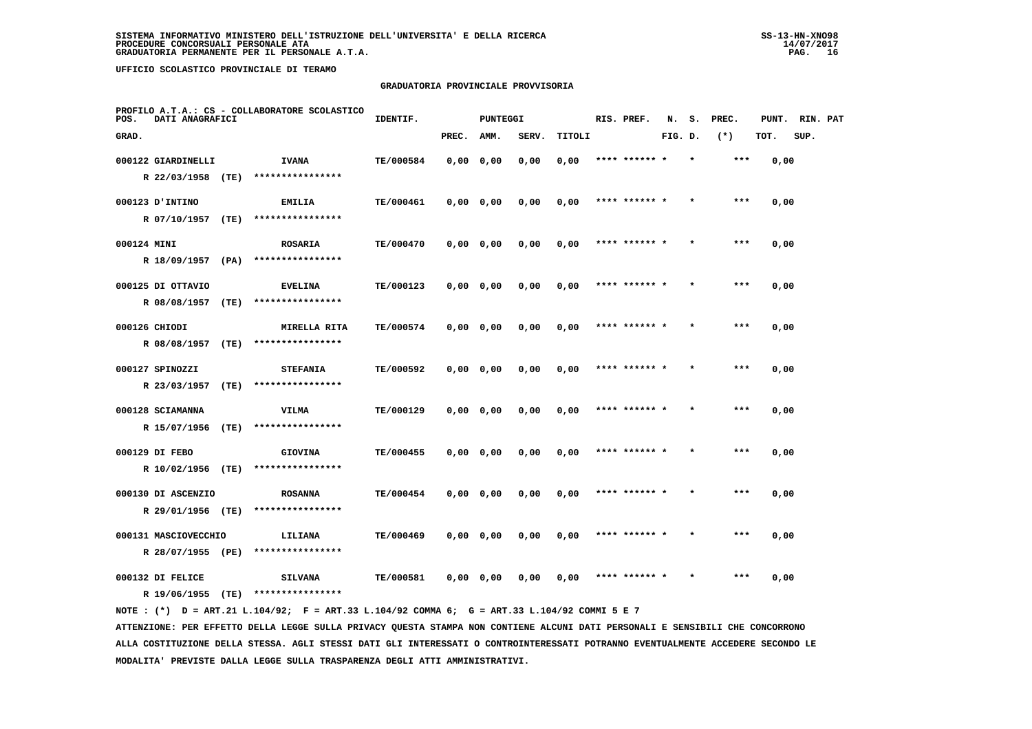SISTEMA INFORMATIVO MINISTERO DELL'ISTRUZIONE DELL'UNIVERSITA' E DELLA RICERCA
PROCEDURE CONCORSUALI PERSONALE ATA
GRADUATORIA PERMANENTE PER IL PERSONALE A.T.A.

UFFICIO SCOLASTICO PROVINCIALE DI TERAMO

## GRADUATORIA PROVINCIALE PROVVISORIA

PROFILO A.T.A.: CS - COLLABORATORE SCOLASTICO

| POS. GRAD. | DATI ANAGRAFICI | | IDENTIF. | PUNTEGGI PREC. | AMM. | SERV. | TITOLI | RIS. PREF. | N. FIG. | S. D. | PREC. (*) | PUNT. TOT. | RIN. SUP. | PAT |
|---|---|---|---|---|---|---|---|---|---|---|---|---|---|---|
| 000122 | GIARDINELLI | IVANA | TE/000584 | 0,00 | 0,00 | 0,00 | 0,00 | **** ****** * | | * | *** | 0,00 | | |
| | R 22/03/1958 (TE) | **************** | | | | | | | | | | | | |
| 000123 | D'INTINO | EMILIA | TE/000461 | 0,00 | 0,00 | 0,00 | 0,00 | **** ****** * | | * | *** | 0,00 | | |
| | R 07/10/1957 (TE) | **************** | | | | | | | | | | | | |
| 000124 | MINI | ROSARIA | TE/000470 | 0,00 | 0,00 | 0,00 | 0,00 | **** ****** * | | * | *** | 0,00 | | |
| | R 18/09/1957 (PA) | **************** | | | | | | | | | | | | |
| 000125 | DI OTTAVIO | EVELINA | TE/000123 | 0,00 | 0,00 | 0,00 | 0,00 | **** ****** * | | * | *** | 0,00 | | |
| | R 08/08/1957 (TE) | **************** | | | | | | | | | | | | |
| 000126 | CHIODI | MIRELLA RITA | TE/000574 | 0,00 | 0,00 | 0,00 | 0,00 | **** ****** * | | * | *** | 0,00 | | |
| | R 08/08/1957 (TE) | **************** | | | | | | | | | | | | |
| 000127 | SPINOZZI | STEFANIA | TE/000592 | 0,00 | 0,00 | 0,00 | 0,00 | **** ****** * | | * | *** | 0,00 | | |
| | R 23/03/1957 (TE) | **************** | | | | | | | | | | | | |
| 000128 | SCIAMANNA | VILMA | TE/000129 | 0,00 | 0,00 | 0,00 | 0,00 | **** ****** * | | * | *** | 0,00 | | |
| | R 15/07/1956 (TE) | **************** | | | | | | | | | | | | |
| 000129 | DI FEBO | GIOVINA | TE/000455 | 0,00 | 0,00 | 0,00 | 0,00 | **** ****** * | | * | *** | 0,00 | | |
| | R 10/02/1956 (TE) | **************** | | | | | | | | | | | | |
| 000130 | DI ASCENZIO | ROSANNA | TE/000454 | 0,00 | 0,00 | 0,00 | 0,00 | **** ****** * | | * | *** | 0,00 | | |
| | R 29/01/1956 (TE) | **************** | | | | | | | | | | | | |
| 000131 | MASCIOVECCHIO | LILIANA | TE/000469 | 0,00 | 0,00 | 0,00 | 0,00 | **** ****** * | | * | *** | 0,00 | | |
| | R 28/07/1955 (PE) | **************** | | | | | | | | | | | | |
| 000132 | DI FELICE | SILVANA | TE/000581 | 0,00 | 0,00 | 0,00 | 0,00 | **** ****** * | | * | *** | 0,00 | | |
| | R 19/06/1955 (TE) | **************** | | | | | | | | | | | | |

NOTE : (*) D = ART.21 L.104/92; F = ART.33 L.104/92 COMMA 6; G = ART.33 L.104/92 COMMI 5 E 7

ATTENZIONE: PER EFFETTO DELLA LEGGE SULLA PRIVACY QUESTA STAMPA NON CONTIENE ALCUNI DATI PERSONALI E SENSIBILI CHE CONCORRONO ALLA COSTITUZIONE DELLA STESSA. AGLI STESSI DATI GLI INTERESSATI O CONTROINTERESSATI POTRANNO EVENTUALMENTE ACCEDERE SECONDO LE MODALITA' PREVISTE DALLA LEGGE SULLA TRASPARENZA DEGLI ATTI AMMINISTRATIVI.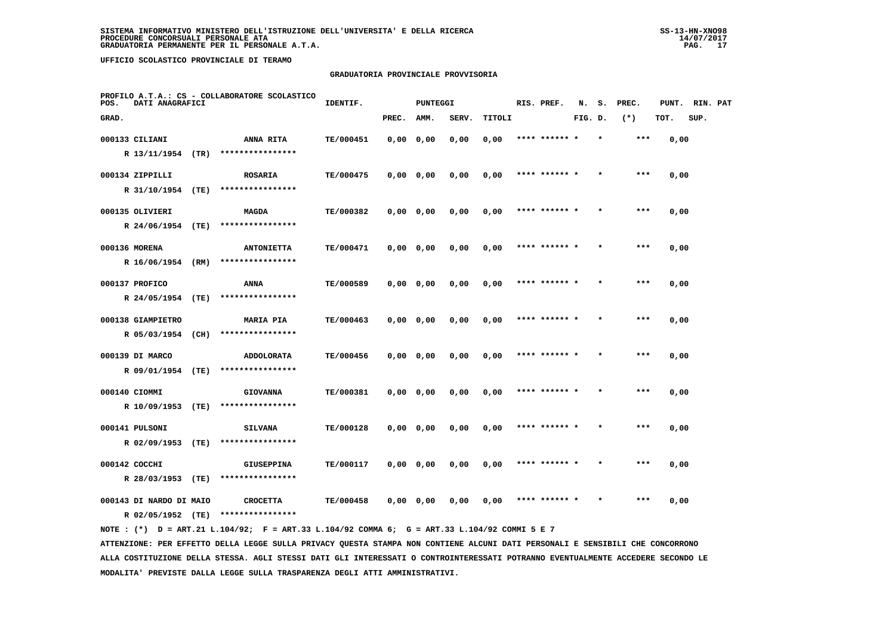SISTEMA INFORMATIVO MINISTERO DELL'ISTRUZIONE DELL'UNIVERSITA' E DELLA RICERCA
PROCEDURE CONCORSUALI PERSONALE ATA
GRADUATORIA PERMANENTE PER IL PERSONALE A.T.A.

SS-13-HN-XNO98
14/07/2017

UFFICIO SCOLASTICO PROVINCIALE DI TERAMO

GRADUATORIA PROVINCIALE PROVVISORIA

PROFILO A.T.A.: CS - COLLABORATORE SCOLASTICO

| POS. GRAD. | DATI ANAGRAFICI | | IDENTIF. | PUNTEGGI PREC. | AMM. | SERV. | TITOLI | RIS. PREF. | N. FIG. | S. D. | PREC. (*) | PUNT. TOT. | RIN. PAT SUP. |
|---|---|---|---|---|---|---|---|---|---|---|---|---|---|
| 000133 | CILIANI | ANNA RITA | TE/000451 | 0,00 | 0,00 | 0,00 | 0,00 | **** ****** * | | * | *** | 0,00 | |
| | R 13/11/1954 (TR) | **************** | | | | | | | | | | | |
| 000134 | ZIPPILLI | ROSARIA | TE/000475 | 0,00 | 0,00 | 0,00 | 0,00 | **** ****** * | | * | *** | 0,00 | |
| | R 31/10/1954 (TE) | **************** | | | | | | | | | | | |
| 000135 | OLIVIERI | MAGDA | TE/000382 | 0,00 | 0,00 | 0,00 | 0,00 | **** ****** * | | * | *** | 0,00 | |
| | R 24/06/1954 (TE) | **************** | | | | | | | | | | | |
| 000136 | MORENA | ANTONIETTA | TE/000471 | 0,00 | 0,00 | 0,00 | 0,00 | **** ****** * | | * | *** | 0,00 | |
| | R 16/06/1954 (RM) | **************** | | | | | | | | | | | |
| 000137 | PROFICO | ANNA | TE/000589 | 0,00 | 0,00 | 0,00 | 0,00 | **** ****** * | | * | *** | 0,00 | |
| | R 24/05/1954 (TE) | **************** | | | | | | | | | | | |
| 000138 | GIAMPIETRO | MARIA PIA | TE/000463 | 0,00 | 0,00 | 0,00 | 0,00 | **** ****** * | | * | *** | 0,00 | |
| | R 05/03/1954 (CH) | **************** | | | | | | | | | | | |
| 000139 | DI MARCO | ADDOLORATA | TE/000456 | 0,00 | 0,00 | 0,00 | 0,00 | **** ****** * | | * | *** | 0,00 | |
| | R 09/01/1954 (TE) | **************** | | | | | | | | | | | |
| 000140 | CIOMMI | GIOVANNA | TE/000381 | 0,00 | 0,00 | 0,00 | 0,00 | **** ****** * | | * | *** | 0,00 | |
| | R 10/09/1953 (TE) | **************** | | | | | | | | | | | |
| 000141 | PULSONI | SILVANA | TE/000128 | 0,00 | 0,00 | 0,00 | 0,00 | **** ****** * | | * | *** | 0,00 | |
| | R 02/09/1953 (TE) | **************** | | | | | | | | | | | |
| 000142 | COCCHI | GIUSEPPINA | TE/000117 | 0,00 | 0,00 | 0,00 | 0,00 | **** ****** * | | * | *** | 0,00 | |
| | R 28/03/1953 (TE) | **************** | | | | | | | | | | | |
| 000143 | DI NARDO DI MAIO | CROCETTA | TE/000458 | 0,00 | 0,00 | 0,00 | 0,00 | **** ****** * | | * | *** | 0,00 | |
| | R 02/05/1952 (TE) | **************** | | | | | | | | | | | |

NOTE : (*) D = ART.21 L.104/92; F = ART.33 L.104/92 COMMA 6; G = ART.33 L.104/92 COMMI 5 E 7

ATTENZIONE: PER EFFETTO DELLA LEGGE SULLA PRIVACY QUESTA STAMPA NON CONTIENE ALCUNI DATI PERSONALI E SENSIBILI CHE CONCORRONO ALLA COSTITUZIONE DELLA STESSA. AGLI STESSI DATI GLI INTERESSATI O CONTROINTERESSATI POTRANNO EVENTUALMENTE ACCEDERE SECONDO LE MODALITA' PREVISTE DALLA LEGGE SULLA TRASPARENZA DEGLI ATTI AMMINISTRATIVI.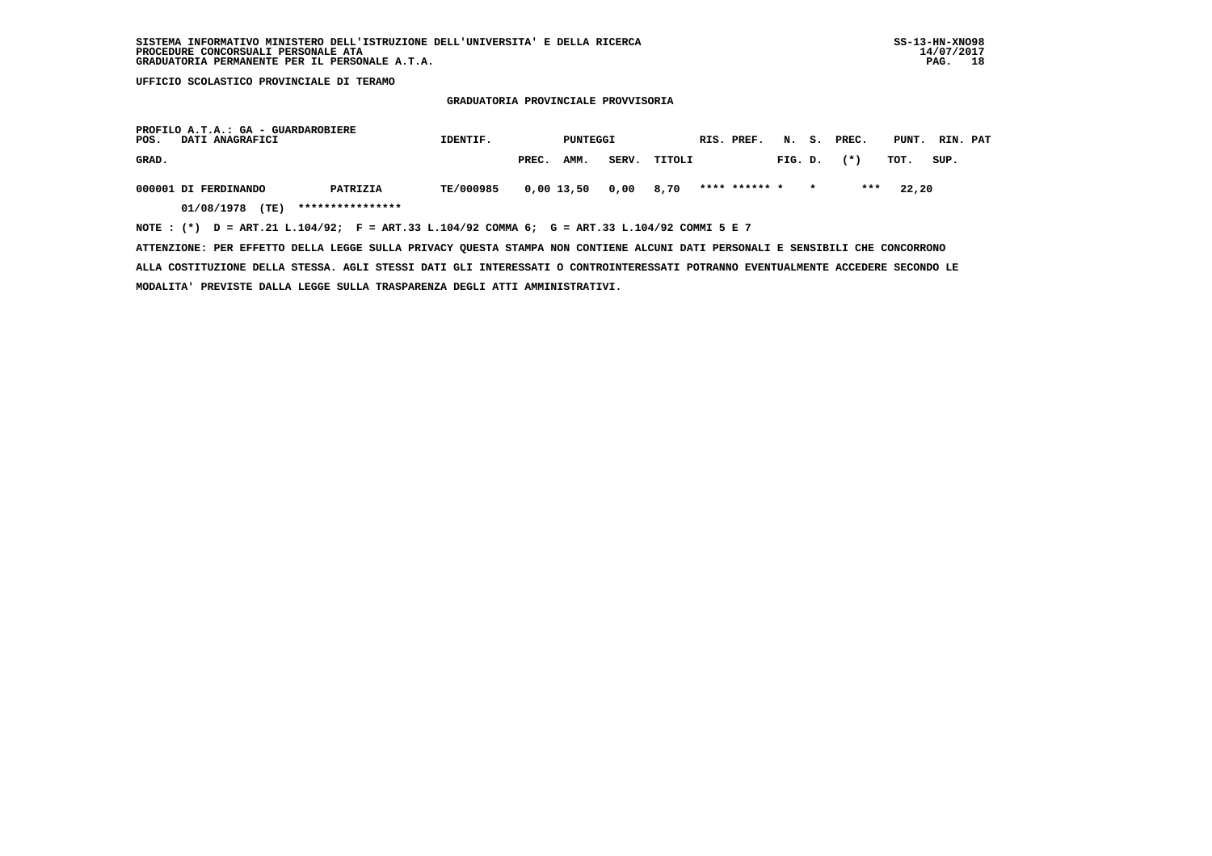**SISTEMA INFORMATIVO MINISTERO DELL'ISTRUZIONE DELL'UNIVERSITA' E DELLA RICERCA**
**PROCEDURE CONCORSUALI PERSONALE ATA**
**GRADUATORIA PERMANENTE PER IL PERSONALE A.T.A.**

SS-13-HN-XNO98
14/07/2017

**UFFICIO SCOLASTICO PROVINCIALE DI TERAMO**

## GRADUATORIA PROVINCIALE PROVVISORIA

**PROFILO A.T.A.: GA - GUARDAROBIERE**

| POS. GRAD. | DATI ANAGRAFICI | | IDENTIF. | PUNTEGGI PREC. | AMM. | SERV. | TITOLI | RIS. | PREF. | N. FIG. | S. D. | PREC. (*) | PUNT. TOT. | RIN. SUP. | PAT |
|---|---|---|---|---|---|---|---|---|---|---|---|---|---|---|---|
| 000001 | DI FERDINANDO | PATRIZIA | TE/000985 | 0,00 | 13,50 | 0,00 | 8,70 | **** | ****** | * | * | *** | 22,20 | | |
| | 01/08/1978 (TE) | **************** | | | | | | | | | | | | | |

NOTE : (*) D = ART.21 L.104/92; F = ART.33 L.104/92 COMMA 6; G = ART.33 L.104/92 COMMI 5 E 7

ATTENZIONE: PER EFFETTO DELLA LEGGE SULLA PRIVACY QUESTA STAMPA NON CONTIENE ALCUNI DATI PERSONALI E SENSIBILI CHE CONCORRONO ALLA COSTITUZIONE DELLA STESSA. AGLI STESSI DATI GLI INTERESSATI O CONTROINTERESSATI POTRANNO EVENTUALMENTE ACCEDERE SECONDO LE MODALITA' PREVISTE DALLA LEGGE SULLA TRASPARENZA DEGLI ATTI AMMINISTRATIVI.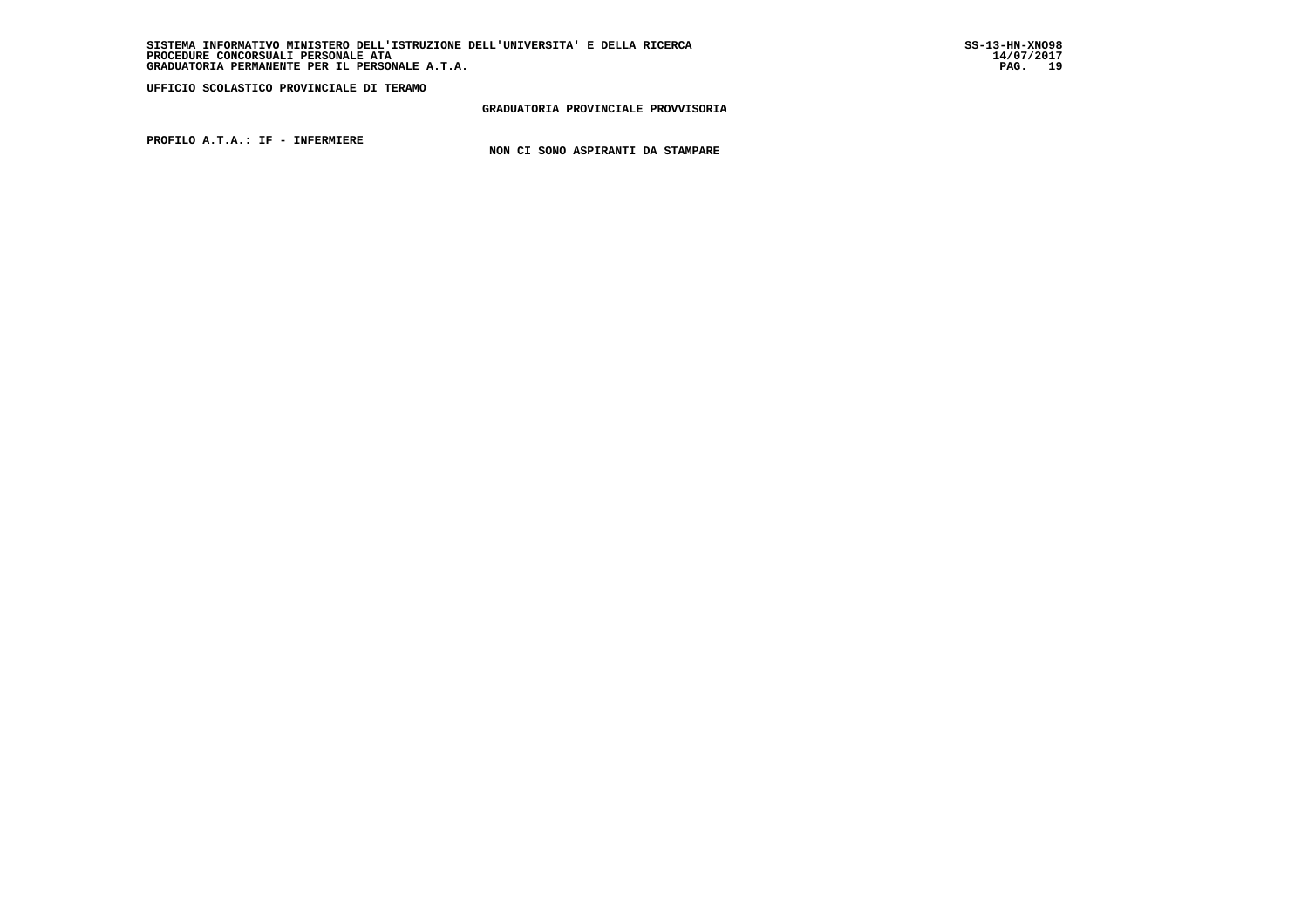UFFICIO SCOLASTICO PROVINCIALE DI TERAMO

GRADUATORIA PROVINCIALE PROVVISORIA

PROFILO A.T.A.: IF - INFERMIERE

NON CI SONO ASPIRANTI DA STAMPARE